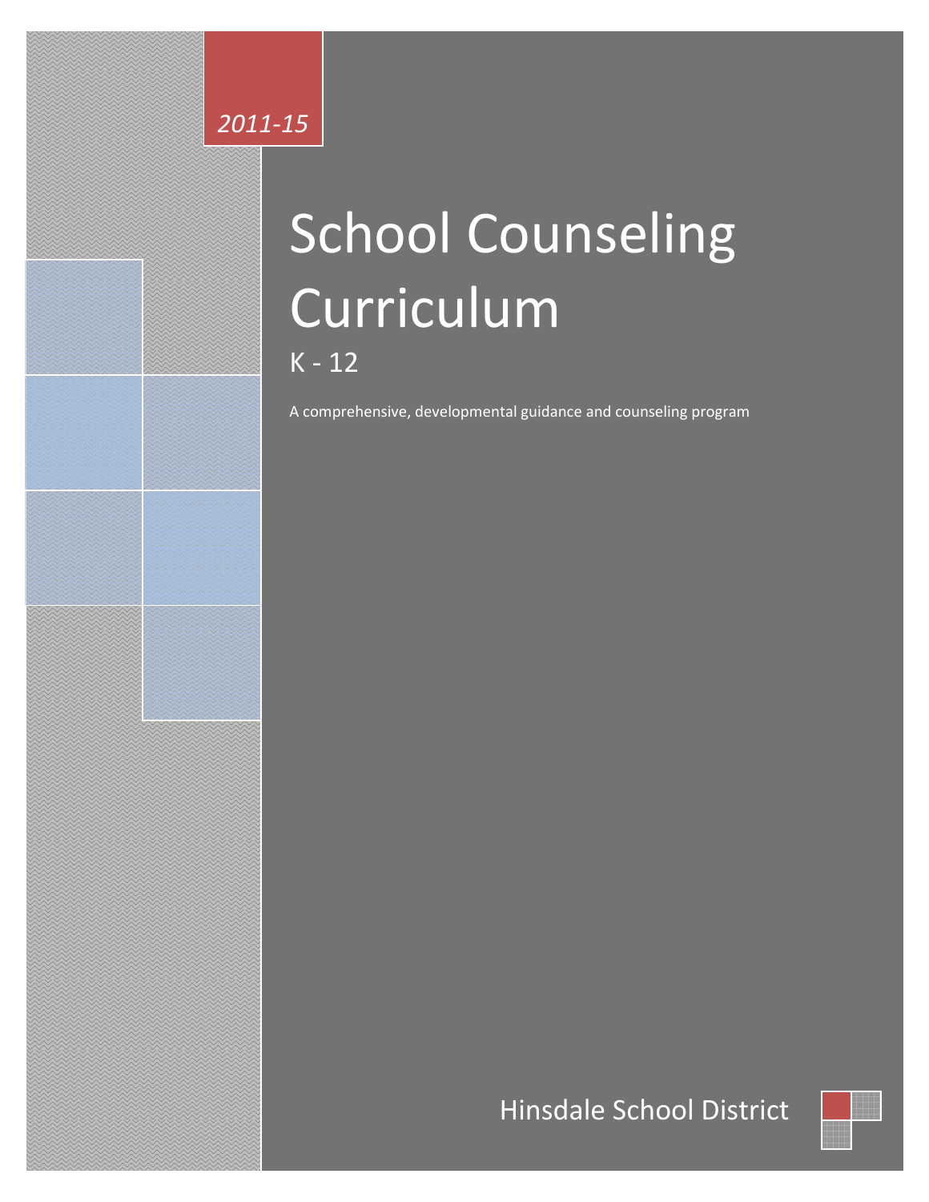*2011-15*

# School Counseling Curriculum

## K - 12

A comprehensive, developmental guidance and counseling program

Hinsdale School District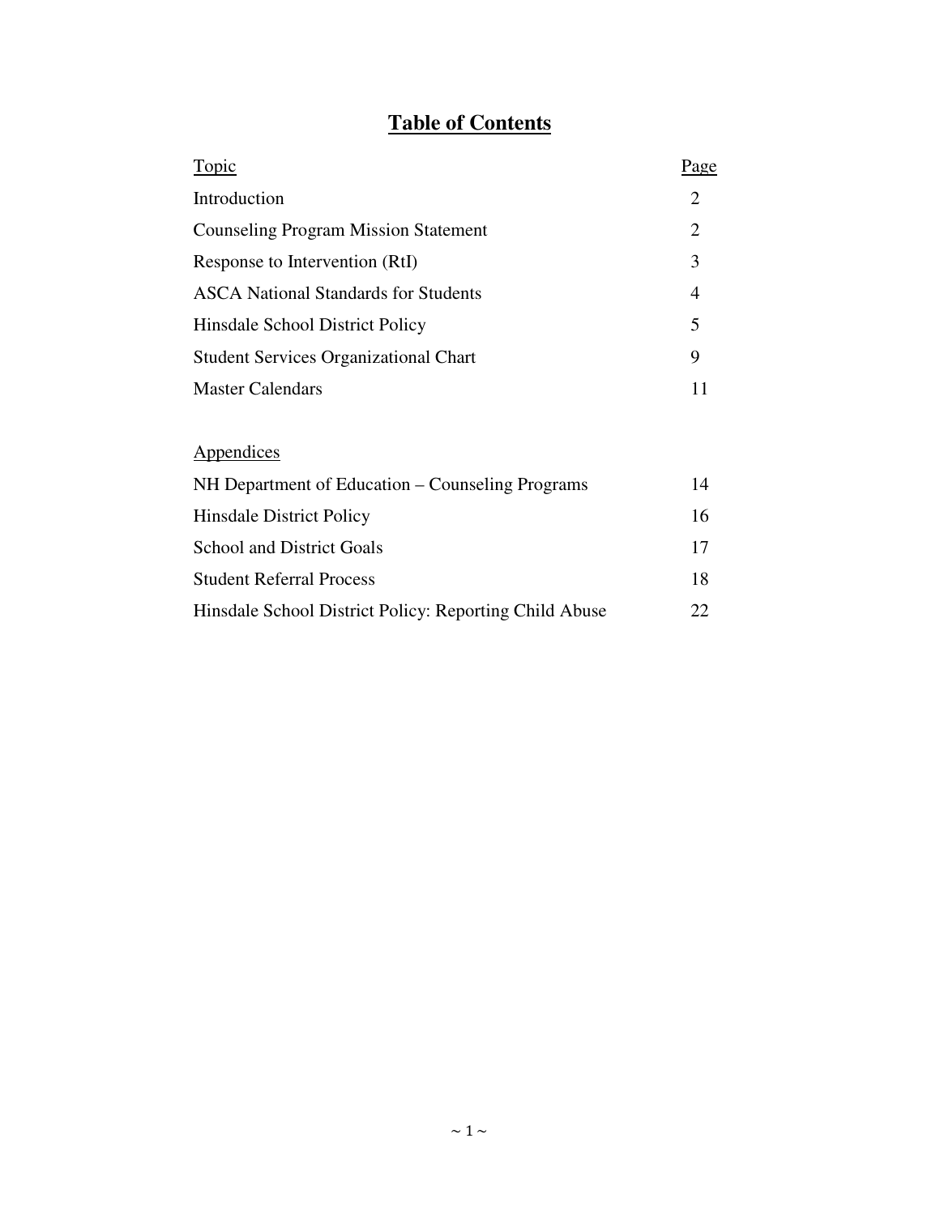# Table of Contents

| Topic | Page |
|---|---|
| Introduction | 2 |
| Counseling Program Mission Statement | 2 |
| Response to Intervention (RtI) | 3 |
| ASCA National Standards for Students | 4 |
| Hinsdale School District Policy | 5 |
| Student Services Organizational Chart | 9 |
| Master Calendars | 11 |

| Appendices | |
|---|---|
| NH Department of Education – Counseling Programs | 14 |
| Hinsdale District Policy | 16 |
| School and District Goals | 17 |
| Student Referral Process | 18 |
| Hinsdale School District Policy: Reporting Child Abuse | 22 |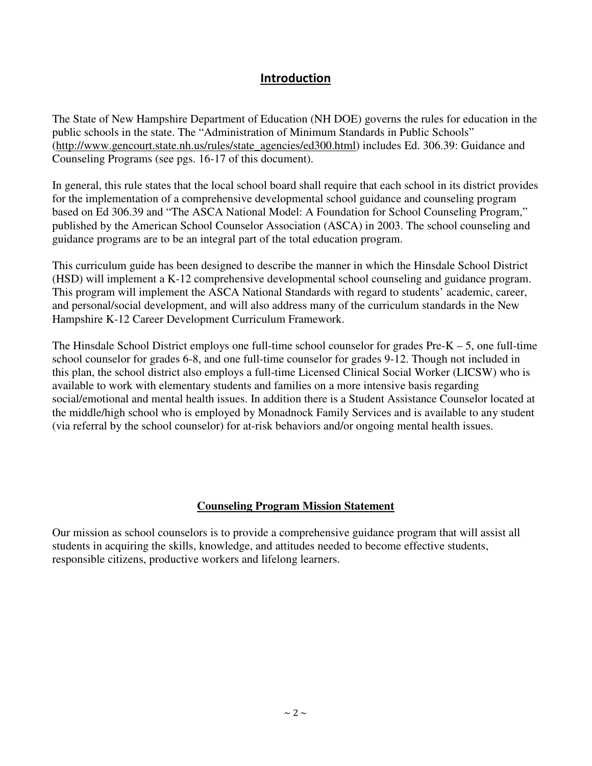## Introduction

The State of New Hampshire Department of Education (NH DOE) governs the rules for education in the public schools in the state. The "Administration of Minimum Standards in Public Schools" (http://www.gencourt.state.nh.us/rules/state_agencies/ed300.html) includes Ed. 306.39: Guidance and Counseling Programs (see pgs. 16-17 of this document).

In general, this rule states that the local school board shall require that each school in its district provides for the implementation of a comprehensive developmental school guidance and counseling program based on Ed 306.39 and "The ASCA National Model: A Foundation for School Counseling Program," published by the American School Counselor Association (ASCA) in 2003. The school counseling and guidance programs are to be an integral part of the total education program.

This curriculum guide has been designed to describe the manner in which the Hinsdale School District (HSD) will implement a K-12 comprehensive developmental school counseling and guidance program. This program will implement the ASCA National Standards with regard to students' academic, career, and personal/social development, and will also address many of the curriculum standards in the New Hampshire K-12 Career Development Curriculum Framework.

The Hinsdale School District employs one full-time school counselor for grades Pre-K – 5, one full-time school counselor for grades 6-8, and one full-time counselor for grades 9-12. Though not included in this plan, the school district also employs a full-time Licensed Clinical Social Worker (LICSW) who is available to work with elementary students and families on a more intensive basis regarding social/emotional and mental health issues. In addition there is a Student Assistance Counselor located at the middle/high school who is employed by Monadnock Family Services and is available to any student (via referral by the school counselor) for at-risk behaviors and/or ongoing mental health issues.

## Counseling Program Mission Statement

Our mission as school counselors is to provide a comprehensive guidance program that will assist all students in acquiring the skills, knowledge, and attitudes needed to become effective students, responsible citizens, productive workers and lifelong learners.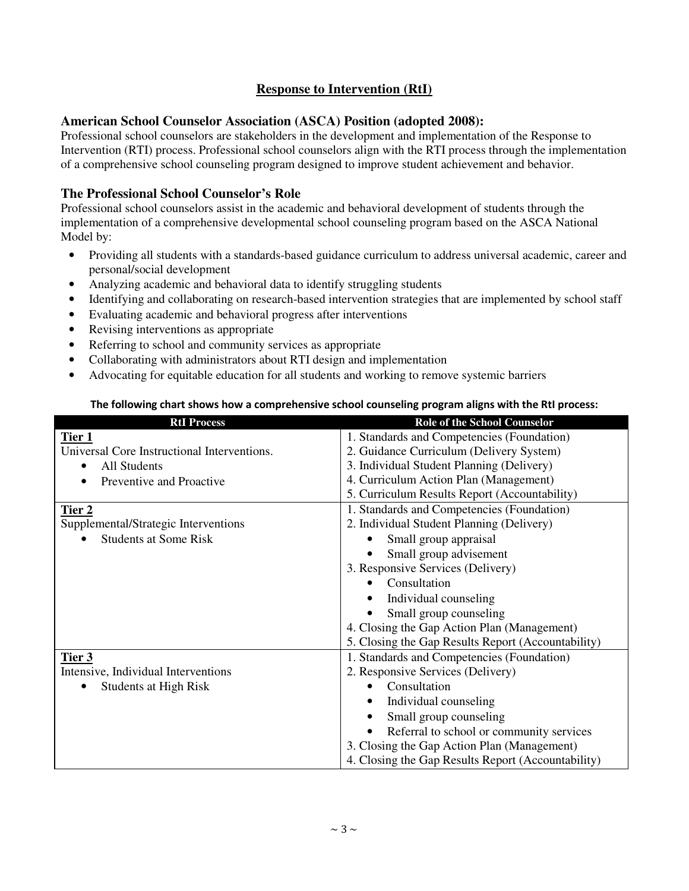## Response to Intervention (RtI)

### American School Counselor Association (ASCA) Position (adopted 2008):

Professional school counselors are stakeholders in the development and implementation of the Response to Intervention (RTI) process. Professional school counselors align with the RTI process through the implementation of a comprehensive school counseling program designed to improve student achievement and behavior.

### The Professional School Counselor's Role

Professional school counselors assist in the academic and behavioral development of students through the implementation of a comprehensive developmental school counseling program based on the ASCA National Model by:

- Providing all students with a standards-based guidance curriculum to address universal academic, career and personal/social development
- Analyzing academic and behavioral data to identify struggling students
- Identifying and collaborating on research-based intervention strategies that are implemented by school staff
- Evaluating academic and behavioral progress after interventions
- Revising interventions as appropriate
- Referring to school and community services as appropriate
- Collaborating with administrators about RTI design and implementation
- Advocating for equitable education for all students and working to remove systemic barriers

**The following chart shows how a comprehensive school counseling program aligns with the RtI process:**

| RtI Process | Role of the School Counselor |
|---|---|
| **Tier 1**<br>Universal Core Instructional Interventions.<br>• All Students<br>• Preventive and Proactive | 1. Standards and Competencies (Foundation)<br>2. Guidance Curriculum (Delivery System)<br>3. Individual Student Planning (Delivery)<br>4. Curriculum Action Plan (Management)<br>5. Curriculum Results Report (Accountability) |
| **Tier 2**<br>Supplemental/Strategic Interventions<br>• Students at Some Risk | 1. Standards and Competencies (Foundation)<br>2. Individual Student Planning (Delivery)<br>• Small group appraisal<br>• Small group advisement<br>3. Responsive Services (Delivery)<br>• Consultation<br>• Individual counseling<br>• Small group counseling<br>4. Closing the Gap Action Plan (Management)<br>5. Closing the Gap Results Report (Accountability) |
| **Tier 3**<br>Intensive, Individual Interventions<br>• Students at High Risk | 1. Standards and Competencies (Foundation)<br>2. Responsive Services (Delivery)<br>• Consultation<br>• Individual counseling<br>• Small group counseling<br>• Referral to school or community services<br>3. Closing the Gap Action Plan (Management)<br>4. Closing the Gap Results Report (Accountability) |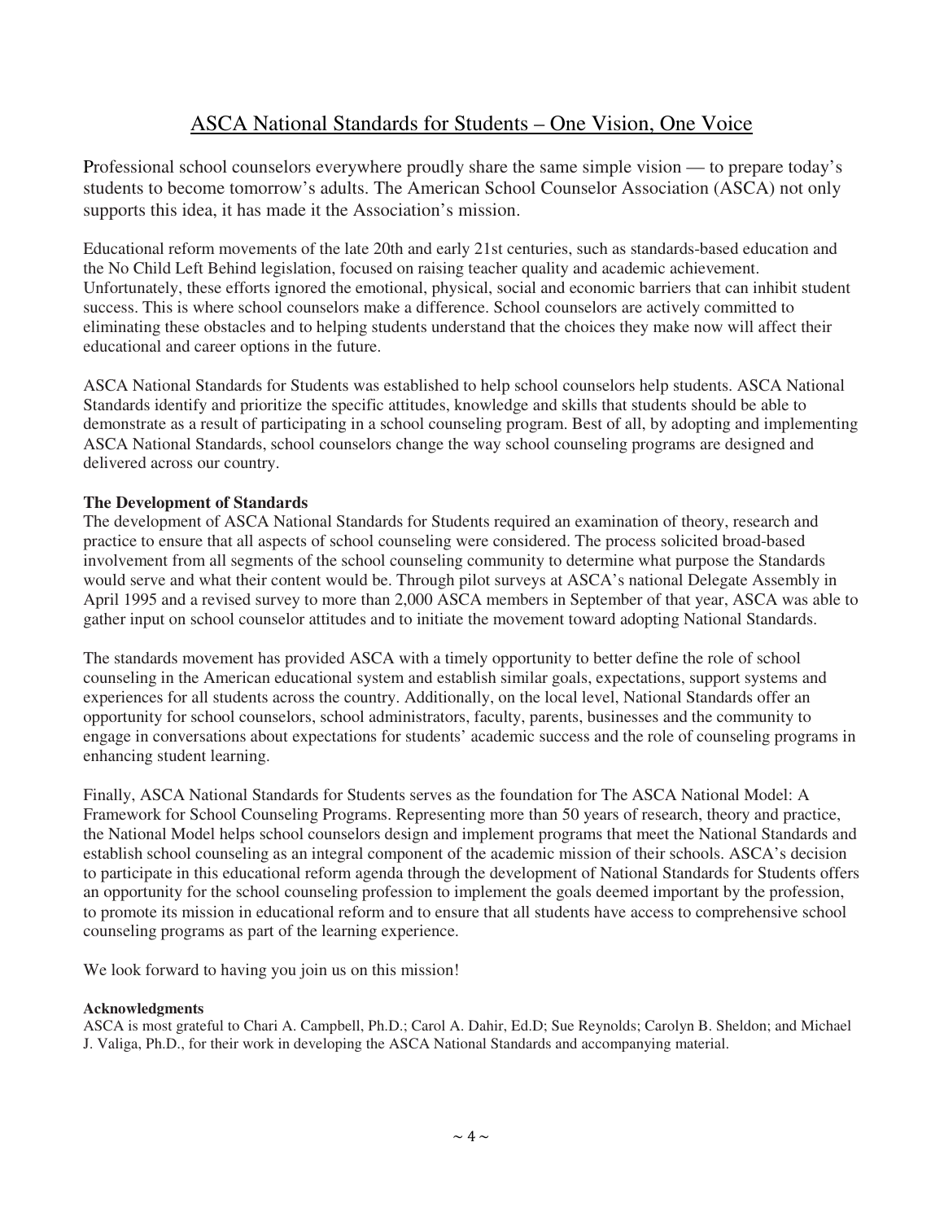# ASCA National Standards for Students – One Vision, One Voice

Professional school counselors everywhere proudly share the same simple vision — to prepare today's students to become tomorrow's adults. The American School Counselor Association (ASCA) not only supports this idea, it has made it the Association's mission.

Educational reform movements of the late 20th and early 21st centuries, such as standards-based education and the No Child Left Behind legislation, focused on raising teacher quality and academic achievement. Unfortunately, these efforts ignored the emotional, physical, social and economic barriers that can inhibit student success. This is where school counselors make a difference. School counselors are actively committed to eliminating these obstacles and to helping students understand that the choices they make now will affect their educational and career options in the future.

ASCA National Standards for Students was established to help school counselors help students. ASCA National Standards identify and prioritize the specific attitudes, knowledge and skills that students should be able to demonstrate as a result of participating in a school counseling program. Best of all, by adopting and implementing ASCA National Standards, school counselors change the way school counseling programs are designed and delivered across our country.

**The Development of Standards**

The development of ASCA National Standards for Students required an examination of theory, research and practice to ensure that all aspects of school counseling were considered. The process solicited broad-based involvement from all segments of the school counseling community to determine what purpose the Standards would serve and what their content would be. Through pilot surveys at ASCA's national Delegate Assembly in April 1995 and a revised survey to more than 2,000 ASCA members in September of that year, ASCA was able to gather input on school counselor attitudes and to initiate the movement toward adopting National Standards.

The standards movement has provided ASCA with a timely opportunity to better define the role of school counseling in the American educational system and establish similar goals, expectations, support systems and experiences for all students across the country. Additionally, on the local level, National Standards offer an opportunity for school counselors, school administrators, faculty, parents, businesses and the community to engage in conversations about expectations for students' academic success and the role of counseling programs in enhancing student learning.

Finally, ASCA National Standards for Students serves as the foundation for The ASCA National Model: A Framework for School Counseling Programs. Representing more than 50 years of research, theory and practice, the National Model helps school counselors design and implement programs that meet the National Standards and establish school counseling as an integral component of the academic mission of their schools. ASCA's decision to participate in this educational reform agenda through the development of National Standards for Students offers an opportunity for the school counseling profession to implement the goals deemed important by the profession, to promote its mission in educational reform and to ensure that all students have access to comprehensive school counseling programs as part of the learning experience.

We look forward to having you join us on this mission!

**Acknowledgments**

ASCA is most grateful to Chari A. Campbell, Ph.D.; Carol A. Dahir, Ed.D; Sue Reynolds; Carolyn B. Sheldon; and Michael J. Valiga, Ph.D., for their work in developing the ASCA National Standards and accompanying material.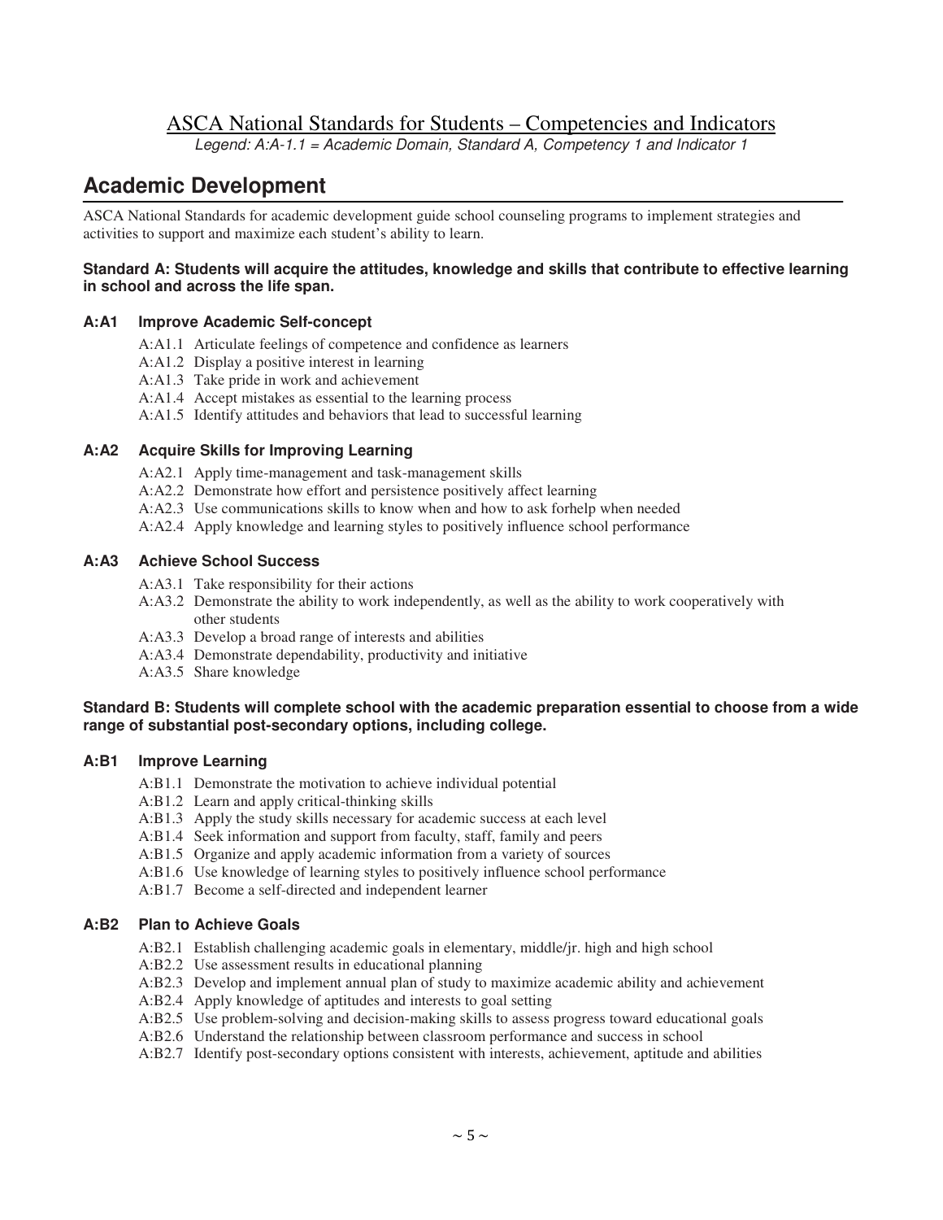# ASCA National Standards for Students – Competencies and Indicators

*Legend: A:A-1.1 = Academic Domain, Standard A, Competency 1 and Indicator 1*

## Academic Development

ASCA National Standards for academic development guide school counseling programs to implement strategies and activities to support and maximize each student's ability to learn.

**Standard A: Students will acquire the attitudes, knowledge and skills that contribute to effective learning in school and across the life span.**

### A:A1 Improve Academic Self-concept

- A:A1.1 Articulate feelings of competence and confidence as learners
- A:A1.2 Display a positive interest in learning
- A:A1.3 Take pride in work and achievement
- A:A1.4 Accept mistakes as essential to the learning process
- A:A1.5 Identify attitudes and behaviors that lead to successful learning

### A:A2 Acquire Skills for Improving Learning

- A:A2.1 Apply time-management and task-management skills
- A:A2.2 Demonstrate how effort and persistence positively affect learning
- A:A2.3 Use communications skills to know when and how to ask forhelp when needed
- A:A2.4 Apply knowledge and learning styles to positively influence school performance

### A:A3 Achieve School Success

- A:A3.1 Take responsibility for their actions
- A:A3.2 Demonstrate the ability to work independently, as well as the ability to work cooperatively with other students
- A:A3.3 Develop a broad range of interests and abilities
- A:A3.4 Demonstrate dependability, productivity and initiative
- A:A3.5 Share knowledge

**Standard B: Students will complete school with the academic preparation essential to choose from a wide range of substantial post-secondary options, including college.**

### A:B1 Improve Learning

- A:B1.1 Demonstrate the motivation to achieve individual potential
- A:B1.2 Learn and apply critical-thinking skills
- A:B1.3 Apply the study skills necessary for academic success at each level
- A:B1.4 Seek information and support from faculty, staff, family and peers
- A:B1.5 Organize and apply academic information from a variety of sources
- A:B1.6 Use knowledge of learning styles to positively influence school performance
- A:B1.7 Become a self-directed and independent learner

### A:B2 Plan to Achieve Goals

- A:B2.1 Establish challenging academic goals in elementary, middle/jr. high and high school
- A:B2.2 Use assessment results in educational planning
- A:B2.3 Develop and implement annual plan of study to maximize academic ability and achievement
- A:B2.4 Apply knowledge of aptitudes and interests to goal setting
- A:B2.5 Use problem-solving and decision-making skills to assess progress toward educational goals
- A:B2.6 Understand the relationship between classroom performance and success in school
- A:B2.7 Identify post-secondary options consistent with interests, achievement, aptitude and abilities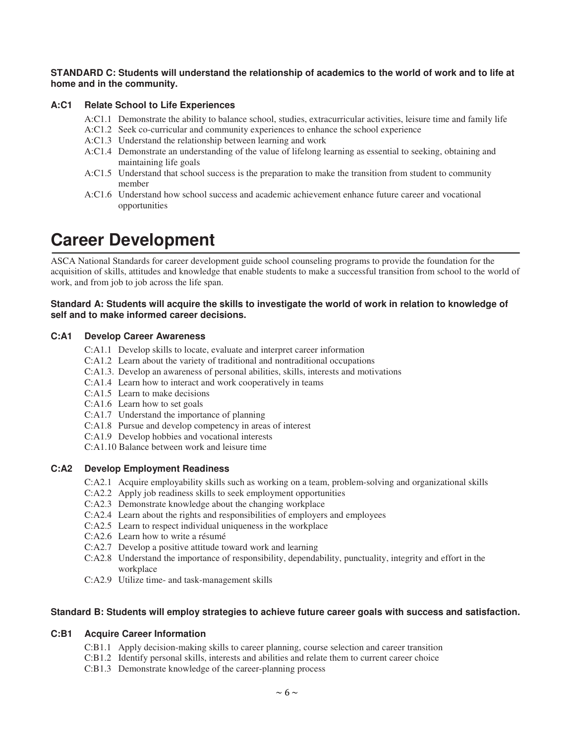**STANDARD C: Students will understand the relationship of academics to the world of work and to life at home and in the community.**

### A:C1 Relate School to Life Experiences

- A:C1.1 Demonstrate the ability to balance school, studies, extracurricular activities, leisure time and family life
- A:C1.2 Seek co-curricular and community experiences to enhance the school experience
- A:C1.3 Understand the relationship between learning and work
- A:C1.4 Demonstrate an understanding of the value of lifelong learning as essential to seeking, obtaining and maintaining life goals
- A:C1.5 Understand that school success is the preparation to make the transition from student to community member
- A:C1.6 Understand how school success and academic achievement enhance future career and vocational opportunities

# Career Development

ASCA National Standards for career development guide school counseling programs to provide the foundation for the acquisition of skills, attitudes and knowledge that enable students to make a successful transition from school to the world of work, and from job to job across the life span.

**Standard A: Students will acquire the skills to investigate the world of work in relation to knowledge of self and to make informed career decisions.**

### C:A1 Develop Career Awareness

- C:A1.1 Develop skills to locate, evaluate and interpret career information
- C:A1.2 Learn about the variety of traditional and nontraditional occupations
- C:A1.3. Develop an awareness of personal abilities, skills, interests and motivations
- C:A1.4 Learn how to interact and work cooperatively in teams
- C:A1.5 Learn to make decisions
- C:A1.6 Learn how to set goals
- C:A1.7 Understand the importance of planning
- C:A1.8 Pursue and develop competency in areas of interest
- C:A1.9 Develop hobbies and vocational interests
- C:A1.10 Balance between work and leisure time

### C:A2 Develop Employment Readiness

- C:A2.1 Acquire employability skills such as working on a team, problem-solving and organizational skills
- C:A2.2 Apply job readiness skills to seek employment opportunities
- C:A2.3 Demonstrate knowledge about the changing workplace
- C:A2.4 Learn about the rights and responsibilities of employers and employees
- C:A2.5 Learn to respect individual uniqueness in the workplace
- C:A2.6 Learn how to write a résumé
- C:A2.7 Develop a positive attitude toward work and learning
- C:A2.8 Understand the importance of responsibility, dependability, punctuality, integrity and effort in the workplace
- C:A2.9 Utilize time- and task-management skills

**Standard B: Students will employ strategies to achieve future career goals with success and satisfaction.**

### C:B1 Acquire Career Information

- C:B1.1 Apply decision-making skills to career planning, course selection and career transition
- C:B1.2 Identify personal skills, interests and abilities and relate them to current career choice
- C:B1.3 Demonstrate knowledge of the career-planning process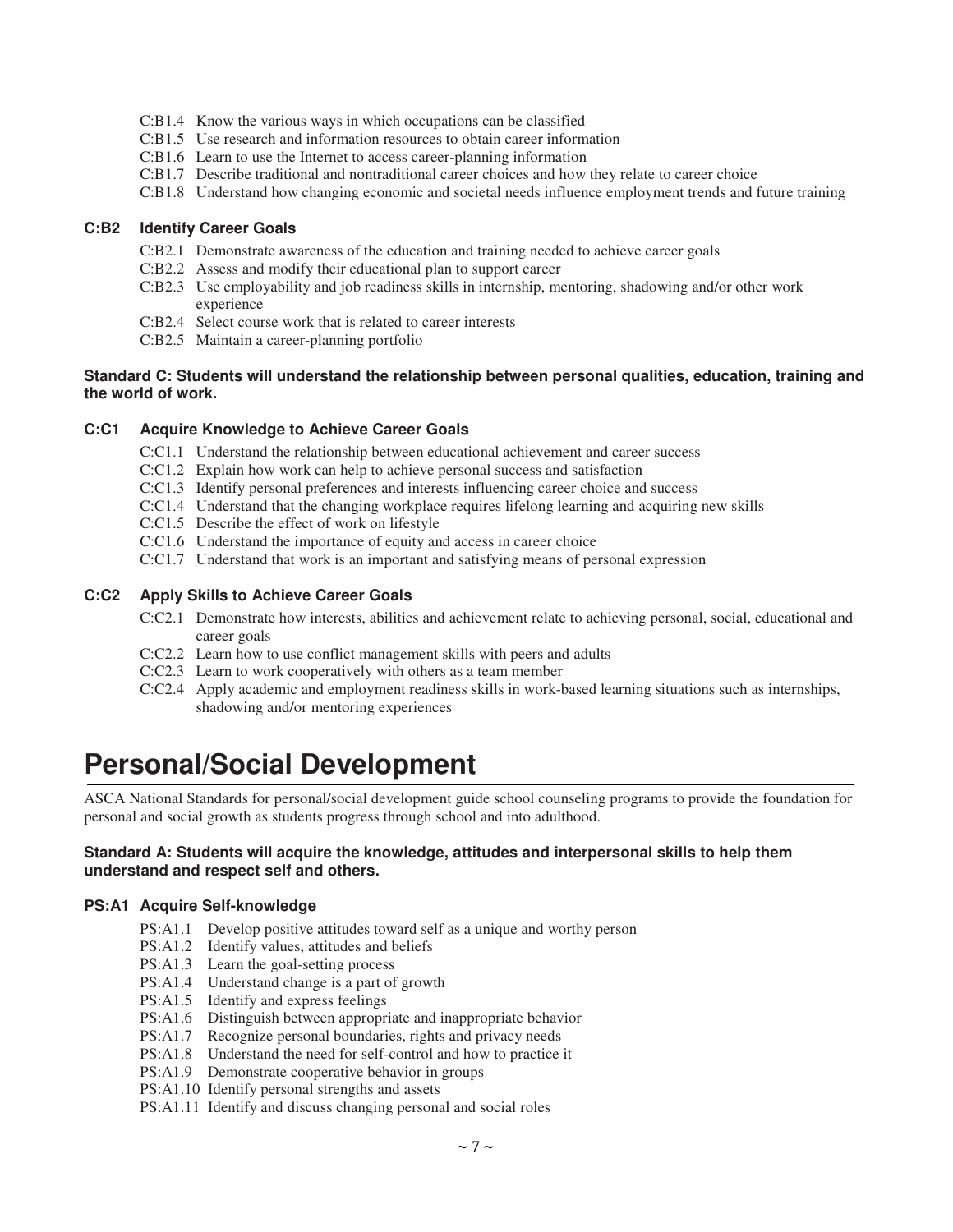- C:B1.4 Know the various ways in which occupations can be classified
- C:B1.5 Use research and information resources to obtain career information
- C:B1.6 Learn to use the Internet to access career-planning information
- C:B1.7 Describe traditional and nontraditional career choices and how they relate to career choice
- C:B1.8 Understand how changing economic and societal needs influence employment trends and future training

### C:B2 Identify Career Goals

- C:B2.1 Demonstrate awareness of the education and training needed to achieve career goals
- C:B2.2 Assess and modify their educational plan to support career
- C:B2.3 Use employability and job readiness skills in internship, mentoring, shadowing and/or other work experience
- C:B2.4 Select course work that is related to career interests
- C:B2.5 Maintain a career-planning portfolio

**Standard C: Students will understand the relationship between personal qualities, education, training and the world of work.**

### C:C1 Acquire Knowledge to Achieve Career Goals

- C:C1.1 Understand the relationship between educational achievement and career success
- C:C1.2 Explain how work can help to achieve personal success and satisfaction
- C:C1.3 Identify personal preferences and interests influencing career choice and success
- C:C1.4 Understand that the changing workplace requires lifelong learning and acquiring new skills
- C:C1.5 Describe the effect of work on lifestyle
- C:C1.6 Understand the importance of equity and access in career choice
- C:C1.7 Understand that work is an important and satisfying means of personal expression

### C:C2 Apply Skills to Achieve Career Goals

- C:C2.1 Demonstrate how interests, abilities and achievement relate to achieving personal, social, educational and career goals
- C:C2.2 Learn how to use conflict management skills with peers and adults
- C:C2.3 Learn to work cooperatively with others as a team member
- C:C2.4 Apply academic and employment readiness skills in work-based learning situations such as internships, shadowing and/or mentoring experiences

# Personal/Social Development

ASCA National Standards for personal/social development guide school counseling programs to provide the foundation for personal and social growth as students progress through school and into adulthood.

**Standard A: Students will acquire the knowledge, attitudes and interpersonal skills to help them understand and respect self and others.**

### PS:A1 Acquire Self-knowledge

- PS:A1.1 Develop positive attitudes toward self as a unique and worthy person
- PS:A1.2 Identify values, attitudes and beliefs
- PS:A1.3 Learn the goal-setting process
- PS:A1.4 Understand change is a part of growth
- PS:A1.5 Identify and express feelings
- PS:A1.6 Distinguish between appropriate and inappropriate behavior
- PS:A1.7 Recognize personal boundaries, rights and privacy needs
- PS:A1.8 Understand the need for self-control and how to practice it
- PS:A1.9 Demonstrate cooperative behavior in groups
- PS:A1.10 Identify personal strengths and assets
- PS:A1.11 Identify and discuss changing personal and social roles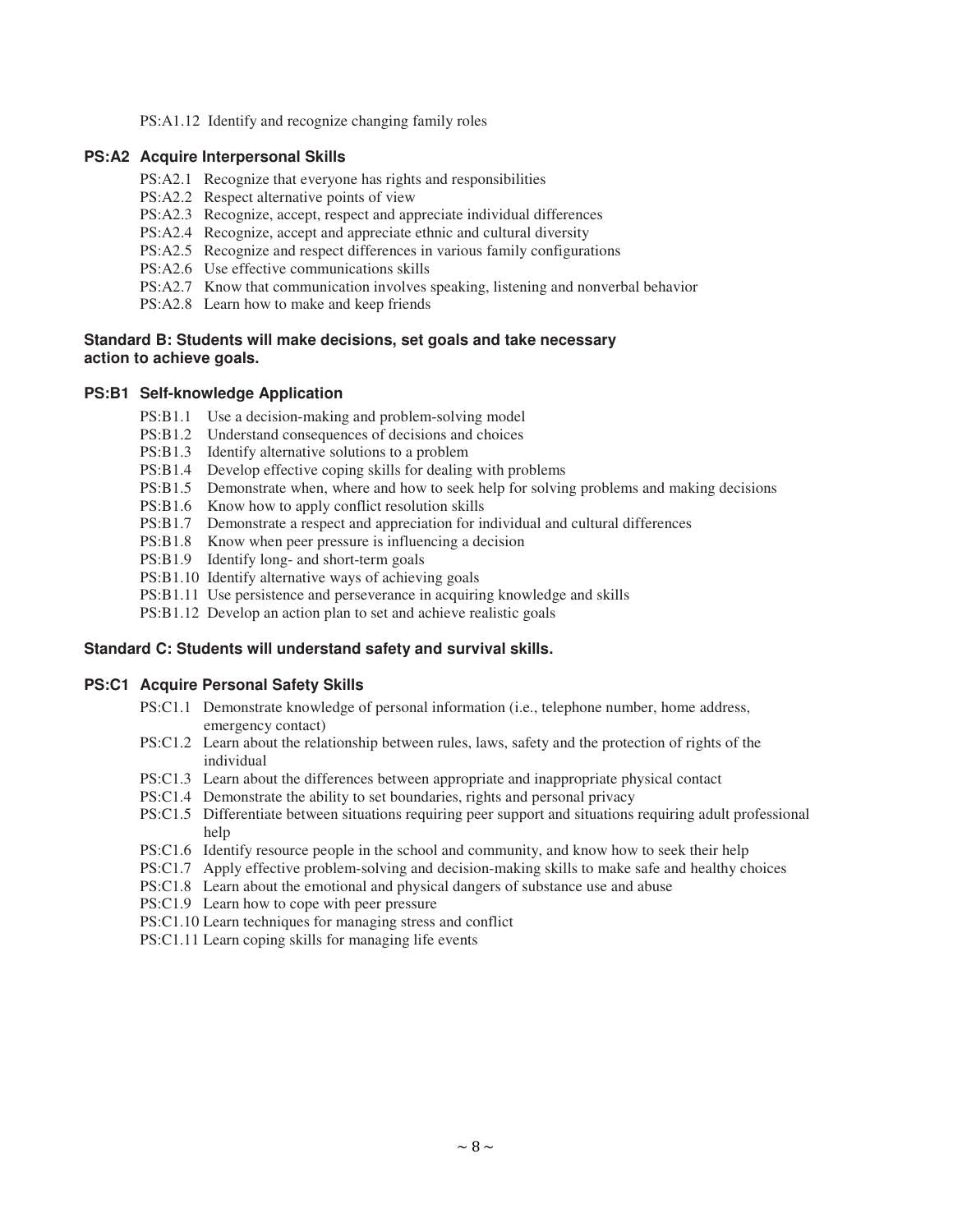PS:A1.12 Identify and recognize changing family roles

### PS:A2 Acquire Interpersonal Skills

- PS:A2.1 Recognize that everyone has rights and responsibilities
- PS:A2.2 Respect alternative points of view
- PS:A2.3 Recognize, accept, respect and appreciate individual differences
- PS:A2.4 Recognize, accept and appreciate ethnic and cultural diversity
- PS:A2.5 Recognize and respect differences in various family configurations
- PS:A2.6 Use effective communications skills
- PS:A2.7 Know that communication involves speaking, listening and nonverbal behavior
- PS:A2.8 Learn how to make and keep friends

## Standard B: Students will make decisions, set goals and take necessary action to achieve goals.

### PS:B1 Self-knowledge Application

- PS:B1.1 Use a decision-making and problem-solving model
- PS:B1.2 Understand consequences of decisions and choices
- PS:B1.3 Identify alternative solutions to a problem
- PS:B1.4 Develop effective coping skills for dealing with problems
- PS:B1.5 Demonstrate when, where and how to seek help for solving problems and making decisions
- PS:B1.6 Know how to apply conflict resolution skills
- PS:B1.7 Demonstrate a respect and appreciation for individual and cultural differences
- PS:B1.8 Know when peer pressure is influencing a decision
- PS:B1.9 Identify long- and short-term goals
- PS:B1.10 Identify alternative ways of achieving goals
- PS:B1.11 Use persistence and perseverance in acquiring knowledge and skills
- PS:B1.12 Develop an action plan to set and achieve realistic goals

## Standard C: Students will understand safety and survival skills.

### PS:C1 Acquire Personal Safety Skills

- PS:C1.1 Demonstrate knowledge of personal information (i.e., telephone number, home address, emergency contact)
- PS:C1.2 Learn about the relationship between rules, laws, safety and the protection of rights of the individual
- PS:C1.3 Learn about the differences between appropriate and inappropriate physical contact
- PS:C1.4 Demonstrate the ability to set boundaries, rights and personal privacy
- PS:C1.5 Differentiate between situations requiring peer support and situations requiring adult professional help
- PS:C1.6 Identify resource people in the school and community, and know how to seek their help
- PS:C1.7 Apply effective problem-solving and decision-making skills to make safe and healthy choices
- PS:C1.8 Learn about the emotional and physical dangers of substance use and abuse
- PS:C1.9 Learn how to cope with peer pressure
- PS:C1.10 Learn techniques for managing stress and conflict
- PS:C1.11 Learn coping skills for managing life events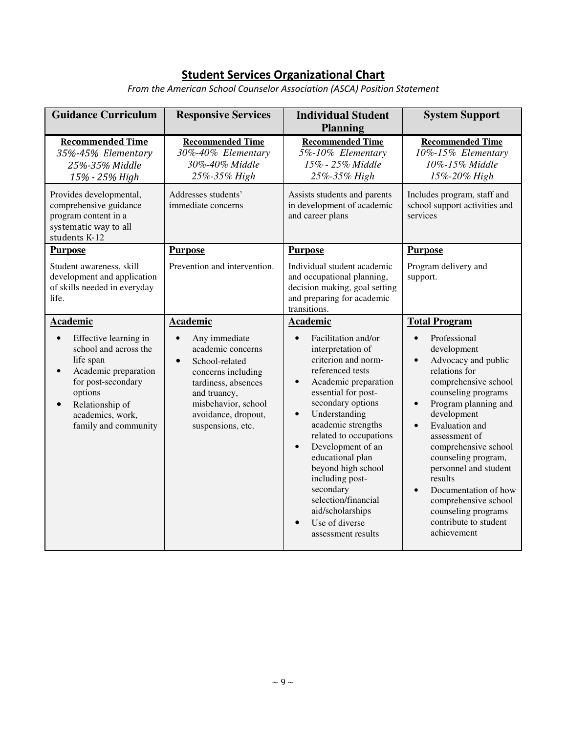## Student Services Organizational Chart

*From the American School Counselor Association (ASCA) Position Statement*

| Guidance Curriculum | Responsive Services | Individual Student Planning | System Support |
|---|---|---|---|
| **Recommended Time**<br>*35%-45% Elementary*<br>*25%-35% Middle*<br>*15% - 25% High* | **Recommended Time**<br>*30%-40% Elementary*<br>*30%-40% Middle*<br>*25%-35% High* | **Recommended Time**<br>*5%-10% Elementary*<br>*15% - 25% Middle*<br>*25%-35% High* | **Recommended Time**<br>*10%-15% Elementary*<br>*10%-15% Middle*<br>*15%-20% High* |
| Provides developmental, comprehensive guidance program content in a systematic way to all students K-12 | Addresses students' immediate concerns | Assists students and parents in development of academic and career plans | Includes program, staff and school support activities and services |
| **Purpose**<br>Student awareness, skill development and application of skills needed in everyday life. | **Purpose**<br>Prevention and intervention. | **Purpose**<br>Individual student academic and occupational planning, decision making, goal setting and preparing for academic transitions. | **Purpose**<br>Program delivery and support. |
| **Academic**<br>• Effective learning in school and across the life span<br>• Academic preparation for post-secondary options<br>• Relationship of academics, work, family and community | **Academic**<br>• Any immediate academic concerns<br>• School-related concerns including tardiness, absences and truancy, misbehavior, school avoidance, dropout, suspensions, etc. | **Academic**<br>• Facilitation and/or interpretation of criterion and norm-referenced tests<br>• Academic preparation essential for post-secondary options<br>• Understanding academic strengths related to occupations<br>• Development of an educational plan beyond high school including post-secondary selection/financial aid/scholarships<br>• Use of diverse assessment results | **Total Program**<br>• Professional development<br>• Advocacy and public relations for comprehensive school counseling programs<br>• Program planning and development<br>• Evaluation and assessment of comprehensive school counseling program, personnel and student results<br>• Documentation of how comprehensive school counseling programs contribute to student achievement |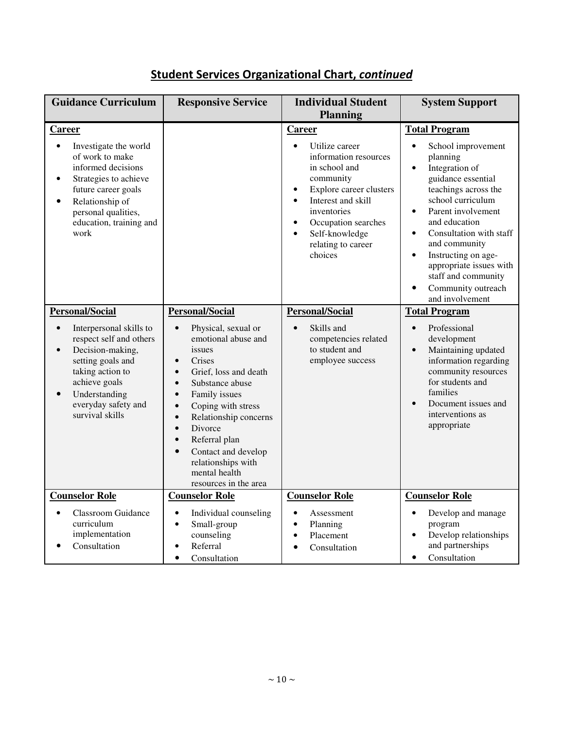## Student Services Organizational Chart, *continued*

| Guidance Curriculum | Responsive Service | Individual Student Planning | System Support |
|---|---|---|---|
| **Career**<br>• Investigate the world of work to make informed decisions<br>• Strategies to achieve future career goals<br>• Relationship of personal qualities, education, training and work | | **Career**<br>• Utilize career information resources in school and community<br>• Explore career clusters<br>• Interest and skill inventories<br>• Occupation searches<br>• Self-knowledge relating to career choices | **Total Program**<br>• School improvement planning<br>• Integration of guidance essential teachings across the school curriculum<br>• Parent involvement and education<br>• Consultation with staff and community<br>• Instructing on age-appropriate issues with staff and community<br>• Community outreach and involvement |
| **Personal/Social**<br>• Interpersonal skills to respect self and others<br>• Decision-making, setting goals and taking action to achieve goals<br>• Understanding everyday safety and survival skills | **Personal/Social**<br>• Physical, sexual or emotional abuse and issues<br>• Crises<br>• Grief, loss and death<br>• Substance abuse<br>• Family issues<br>• Coping with stress<br>• Relationship concerns<br>• Divorce<br>• Referral plan<br>• Contact and develop relationships with mental health resources in the area | **Personal/Social**<br>• Skills and competencies related to student and employee success | **Total Program**<br>• Professional development<br>• Maintaining updated information regarding community resources for students and families<br>• Document issues and interventions as appropriate |
| **Counselor Role**<br>• Classroom Guidance curriculum implementation<br>• Consultation | **Counselor Role**<br>• Individual counseling<br>• Small-group counseling<br>• Referral<br>• Consultation | **Counselor Role**<br>• Assessment<br>• Planning<br>• Placement<br>• Consultation | **Counselor Role**<br>• Develop and manage program<br>• Develop relationships and partnerships<br>• Consultation |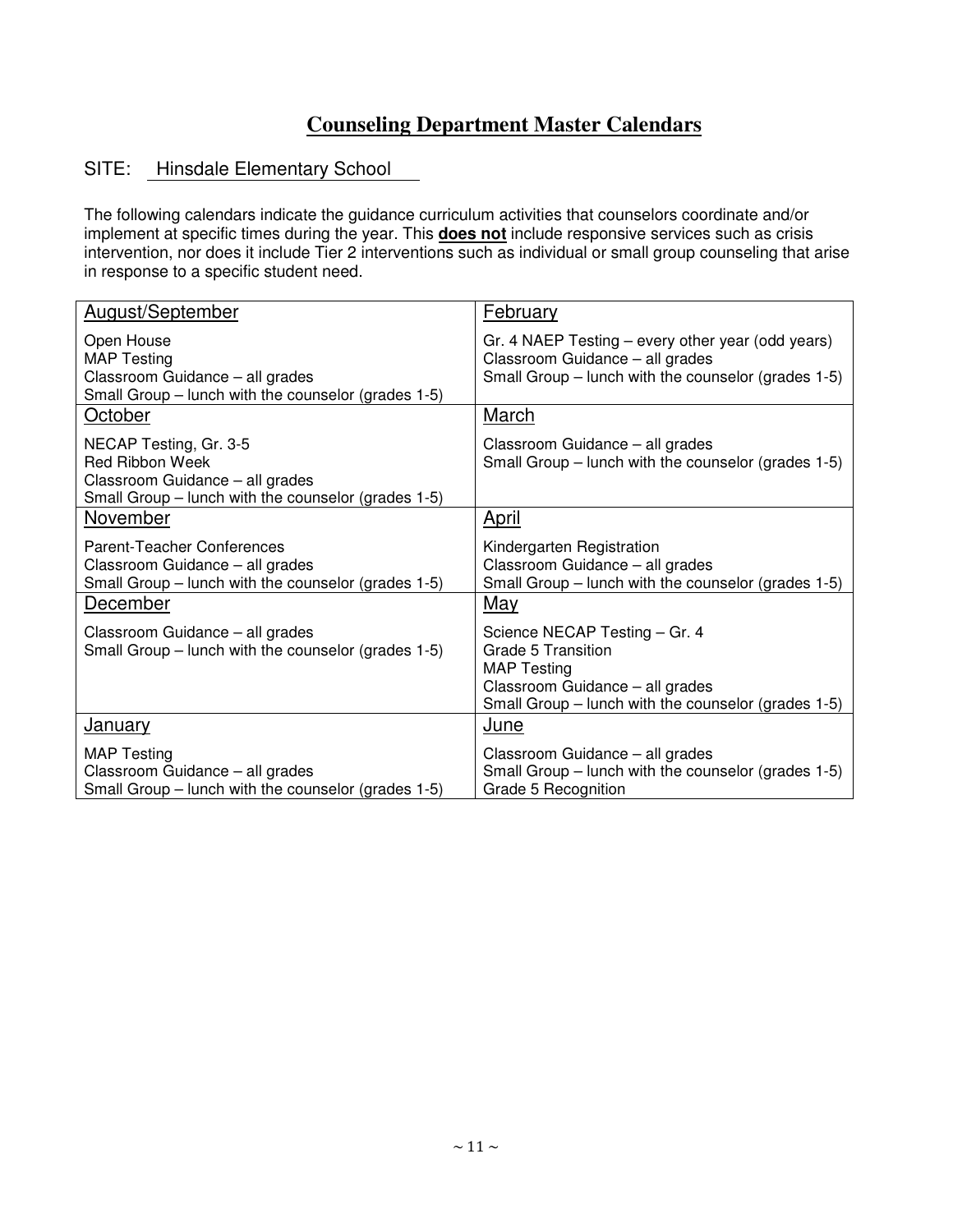# Counseling Department Master Calendars

SITE: Hinsdale Elementary School

The following calendars indicate the guidance curriculum activities that counselors coordinate and/or implement at specific times during the year. This **does not** include responsive services such as crisis intervention, nor does it include Tier 2 interventions such as individual or small group counseling that arise in response to a specific student need.

| August/September | February |
|---|---|
| Open House<br>MAP Testing<br>Classroom Guidance – all grades<br>Small Group – lunch with the counselor (grades 1-5) | Gr. 4 NAEP Testing – every other year (odd years)<br>Classroom Guidance – all grades<br>Small Group – lunch with the counselor (grades 1-5) |
| **October** | **March** |
| NECAP Testing, Gr. 3-5<br>Red Ribbon Week<br>Classroom Guidance – all grades<br>Small Group – lunch with the counselor (grades 1-5) | Classroom Guidance – all grades<br>Small Group – lunch with the counselor (grades 1-5) |
| **November** | **April** |
| Parent-Teacher Conferences<br>Classroom Guidance – all grades<br>Small Group – lunch with the counselor (grades 1-5) | Kindergarten Registration<br>Classroom Guidance – all grades<br>Small Group – lunch with the counselor (grades 1-5) |
| **December** | **May** |
| Classroom Guidance – all grades<br>Small Group – lunch with the counselor (grades 1-5) | Science NECAP Testing – Gr. 4<br>Grade 5 Transition<br>MAP Testing<br>Classroom Guidance – all grades<br>Small Group – lunch with the counselor (grades 1-5) |
| **January** | **June** |
| MAP Testing<br>Classroom Guidance – all grades<br>Small Group – lunch with the counselor (grades 1-5) | Classroom Guidance – all grades<br>Small Group – lunch with the counselor (grades 1-5)<br>Grade 5 Recognition |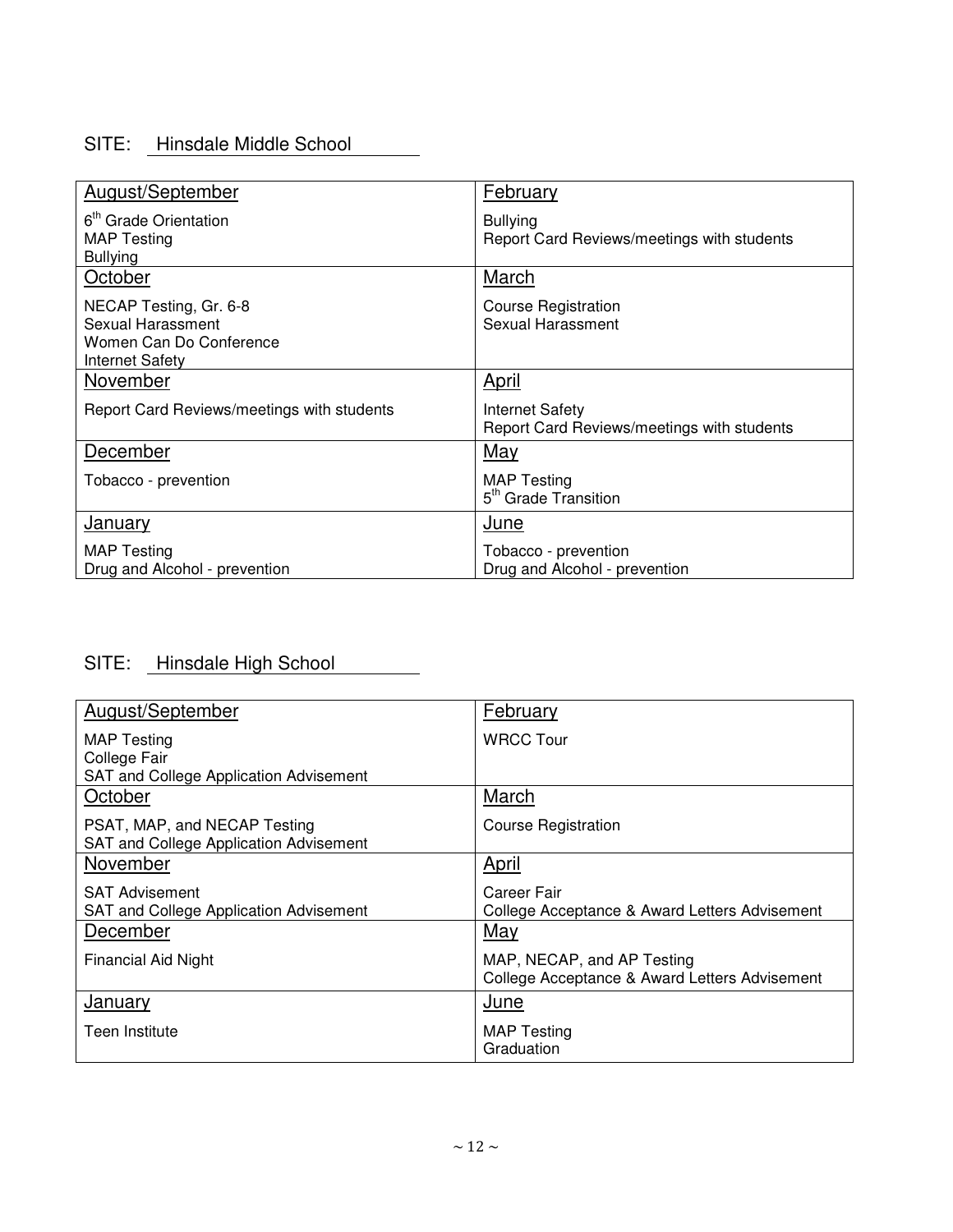SITE: Hinsdale Middle School

| August/September | February |
|---|---|
| 6th Grade Orientation<br>MAP Testing<br>Bullying | Bullying<br>Report Card Reviews/meetings with students |
| **October** | **March** |
| NECAP Testing, Gr. 6-8<br>Sexual Harassment<br>Women Can Do Conference<br>Internet Safety | Course Registration<br>Sexual Harassment |
| **November** | **April** |
| Report Card Reviews/meetings with students | Internet Safety<br>Report Card Reviews/meetings with students |
| **December** | **May** |
| Tobacco - prevention | MAP Testing<br>5th Grade Transition |
| **January** | **June** |
| MAP Testing<br>Drug and Alcohol - prevention | Tobacco - prevention<br>Drug and Alcohol - prevention |

SITE: Hinsdale High School

| August/September | February |
|---|---|
| MAP Testing<br>College Fair<br>SAT and College Application Advisement | WRCC Tour |
| **October** | **March** |
| PSAT, MAP, and NECAP Testing<br>SAT and College Application Advisement | Course Registration |
| **November** | **April** |
| SAT Advisement<br>SAT and College Application Advisement | Career Fair<br>College Acceptance & Award Letters Advisement |
| **December** | **May** |
| Financial Aid Night | MAP, NECAP, and AP Testing<br>College Acceptance & Award Letters Advisement |
| **January** | **June** |
| Teen Institute | MAP Testing<br>Graduation |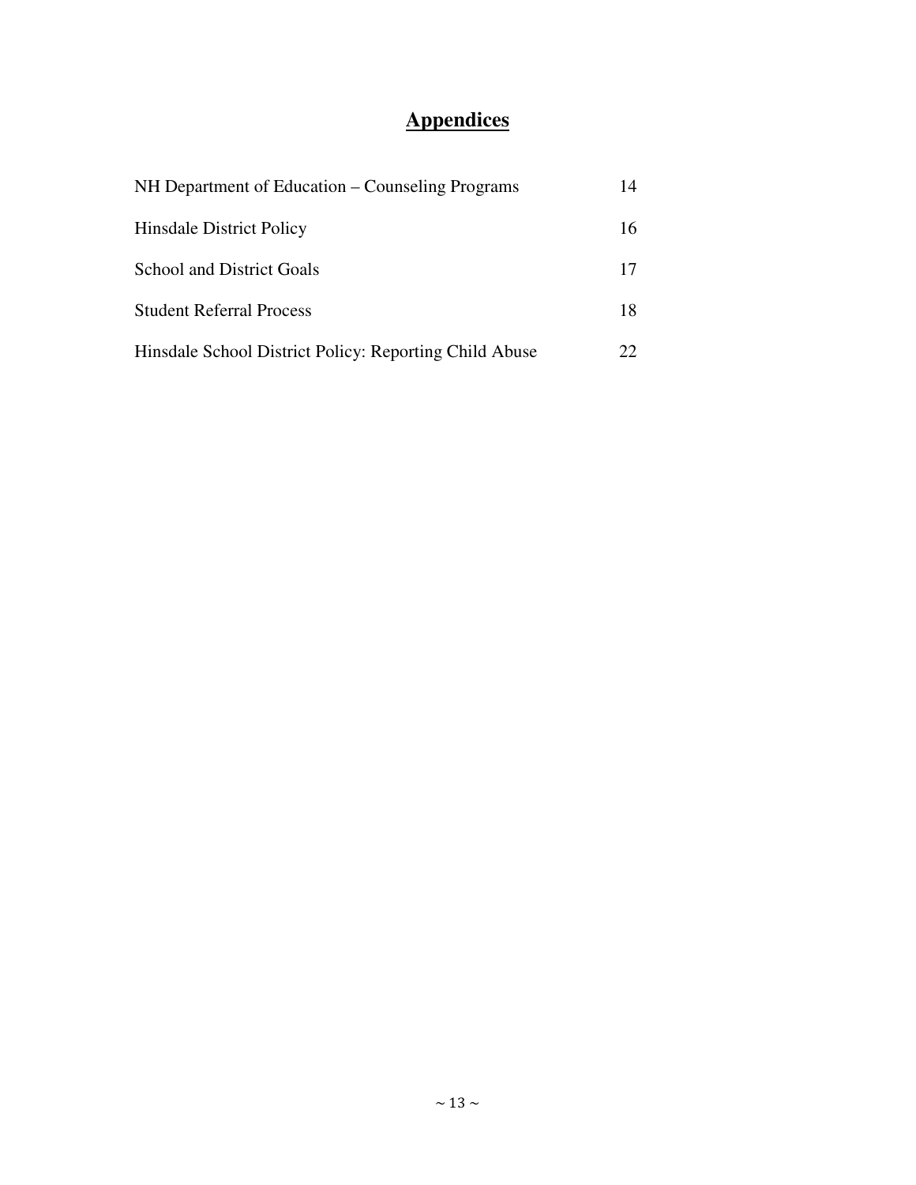# Appendices

| | |
|---|---|
| NH Department of Education – Counseling Programs | 14 |
| Hinsdale District Policy | 16 |
| School and District Goals | 17 |
| Student Referral Process | 18 |
| Hinsdale School District Policy: Reporting Child Abuse | 22 |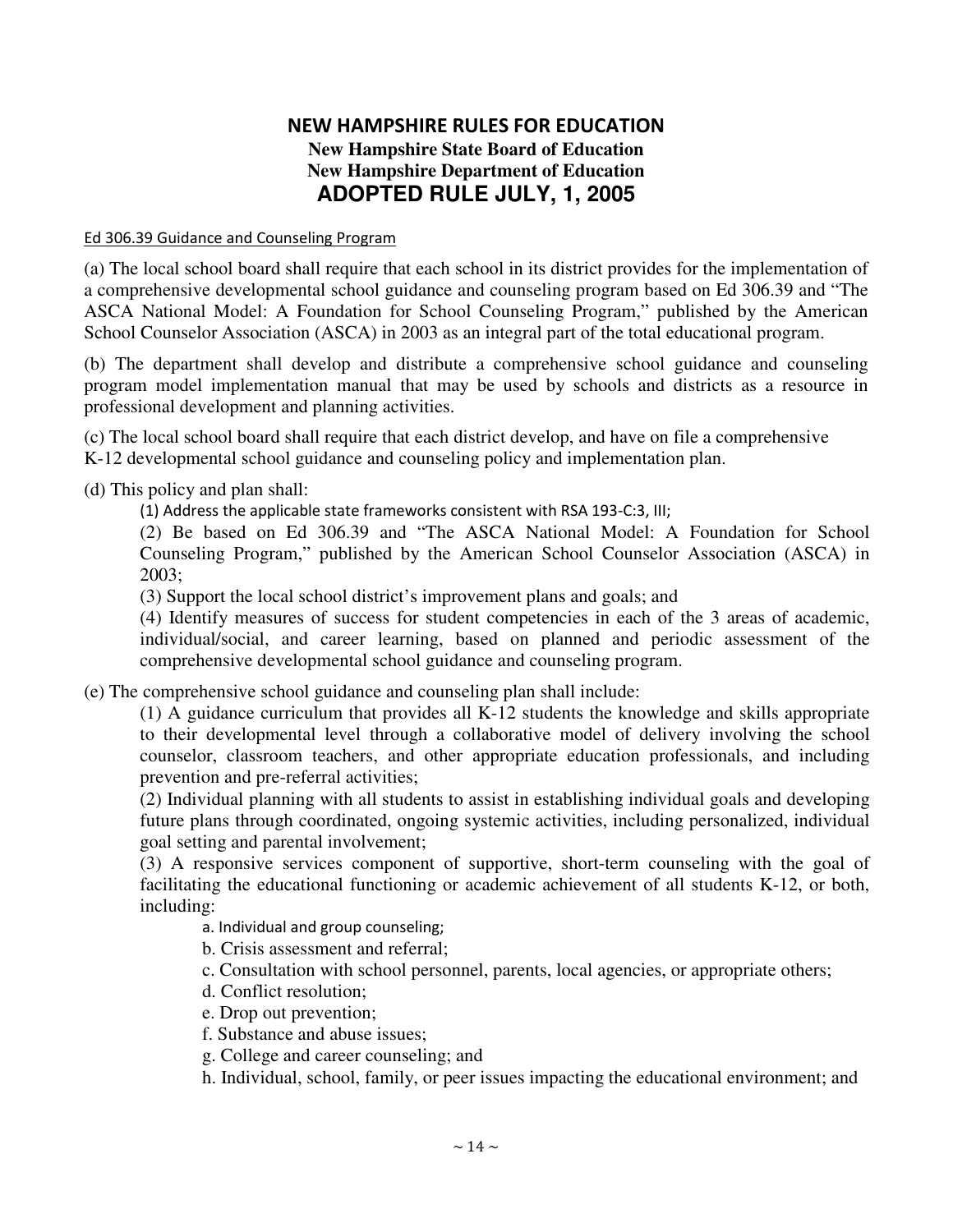# NEW HAMPSHIRE RULES FOR EDUCATION

**New Hampshire State Board of Education**
**New Hampshire Department of Education**

## ADOPTED RULE JULY, 1, 2005

Ed 306.39 Guidance and Counseling Program

(a) The local school board shall require that each school in its district provides for the implementation of a comprehensive developmental school guidance and counseling program based on Ed 306.39 and "The ASCA National Model: A Foundation for School Counseling Program," published by the American School Counselor Association (ASCA) in 2003 as an integral part of the total educational program.

(b) The department shall develop and distribute a comprehensive school guidance and counseling program model implementation manual that may be used by schools and districts as a resource in professional development and planning activities.

(c) The local school board shall require that each district develop, and have on file a comprehensive K-12 developmental school guidance and counseling policy and implementation plan.

(d) This policy and plan shall:

(1) Address the applicable state frameworks consistent with RSA 193-C:3, III;

(2) Be based on Ed 306.39 and "The ASCA National Model: A Foundation for School Counseling Program," published by the American School Counselor Association (ASCA) in 2003;

(3) Support the local school district's improvement plans and goals; and

(4) Identify measures of success for student competencies in each of the 3 areas of academic, individual/social, and career learning, based on planned and periodic assessment of the comprehensive developmental school guidance and counseling program.

(e) The comprehensive school guidance and counseling plan shall include:

(1) A guidance curriculum that provides all K-12 students the knowledge and skills appropriate to their developmental level through a collaborative model of delivery involving the school counselor, classroom teachers, and other appropriate education professionals, and including prevention and pre-referral activities;

(2) Individual planning with all students to assist in establishing individual goals and developing future plans through coordinated, ongoing systemic activities, including personalized, individual goal setting and parental involvement;

(3) A responsive services component of supportive, short-term counseling with the goal of facilitating the educational functioning or academic achievement of all students K-12, or both, including:

a. Individual and group counseling;

b. Crisis assessment and referral;

c. Consultation with school personnel, parents, local agencies, or appropriate others;

d. Conflict resolution;

e. Drop out prevention;

f. Substance and abuse issues;

g. College and career counseling; and

h. Individual, school, family, or peer issues impacting the educational environment; and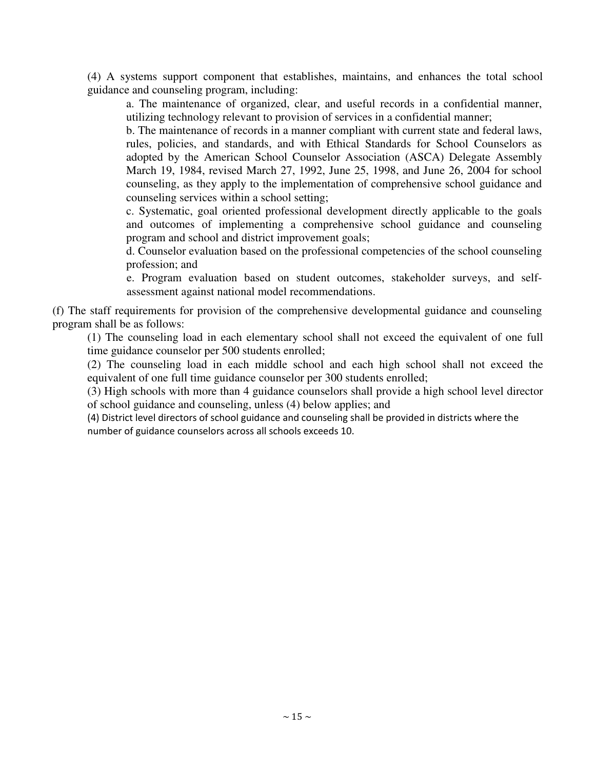(4) A systems support component that establishes, maintains, and enhances the total school guidance and counseling program, including:

a. The maintenance of organized, clear, and useful records in a confidential manner, utilizing technology relevant to provision of services in a confidential manner;

b. The maintenance of records in a manner compliant with current state and federal laws, rules, policies, and standards, and with Ethical Standards for School Counselors as adopted by the American School Counselor Association (ASCA) Delegate Assembly March 19, 1984, revised March 27, 1992, June 25, 1998, and June 26, 2004 for school counseling, as they apply to the implementation of comprehensive school guidance and counseling services within a school setting;

c. Systematic, goal oriented professional development directly applicable to the goals and outcomes of implementing a comprehensive school guidance and counseling program and school and district improvement goals;

d. Counselor evaluation based on the professional competencies of the school counseling profession; and

e. Program evaluation based on student outcomes, stakeholder surveys, and self-assessment against national model recommendations.

(f) The staff requirements for provision of the comprehensive developmental guidance and counseling program shall be as follows:

(1) The counseling load in each elementary school shall not exceed the equivalent of one full time guidance counselor per 500 students enrolled;

(2) The counseling load in each middle school and each high school shall not exceed the equivalent of one full time guidance counselor per 300 students enrolled;

(3) High schools with more than 4 guidance counselors shall provide a high school level director of school guidance and counseling, unless (4) below applies; and

(4) District level directors of school guidance and counseling shall be provided in districts where the number of guidance counselors across all schools exceeds 10.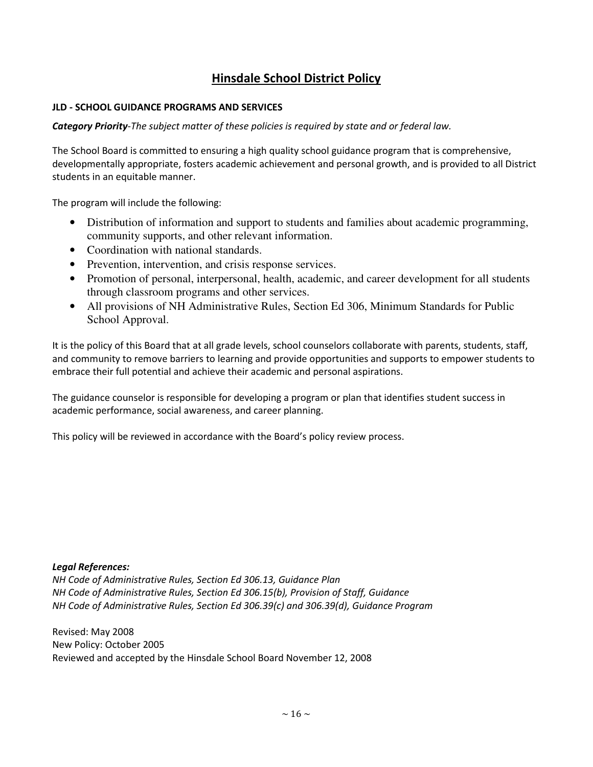# Hinsdale School District Policy

**JLD - SCHOOL GUIDANCE PROGRAMS AND SERVICES**

***Category Priority****-The subject matter of these policies is required by state and or federal law.*

The School Board is committed to ensuring a high quality school guidance program that is comprehensive, developmentally appropriate, fosters academic achievement and personal growth, and is provided to all District students in an equitable manner.

The program will include the following:

- Distribution of information and support to students and families about academic programming, community supports, and other relevant information.
- Coordination with national standards.
- Prevention, intervention, and crisis response services.
- Promotion of personal, interpersonal, health, academic, and career development for all students through classroom programs and other services.
- All provisions of NH Administrative Rules, Section Ed 306, Minimum Standards for Public School Approval.

It is the policy of this Board that at all grade levels, school counselors collaborate with parents, students, staff, and community to remove barriers to learning and provide opportunities and supports to empower students to embrace their full potential and achieve their academic and personal aspirations.

The guidance counselor is responsible for developing a program or plan that identifies student success in academic performance, social awareness, and career planning.

This policy will be reviewed in accordance with the Board's policy review process.

***Legal References:***
*NH Code of Administrative Rules, Section Ed 306.13, Guidance Plan*
*NH Code of Administrative Rules, Section Ed 306.15(b), Provision of Staff, Guidance*
*NH Code of Administrative Rules, Section Ed 306.39(c) and 306.39(d), Guidance Program*

Revised: May 2008
New Policy: October 2005
Reviewed and accepted by the Hinsdale School Board November 12, 2008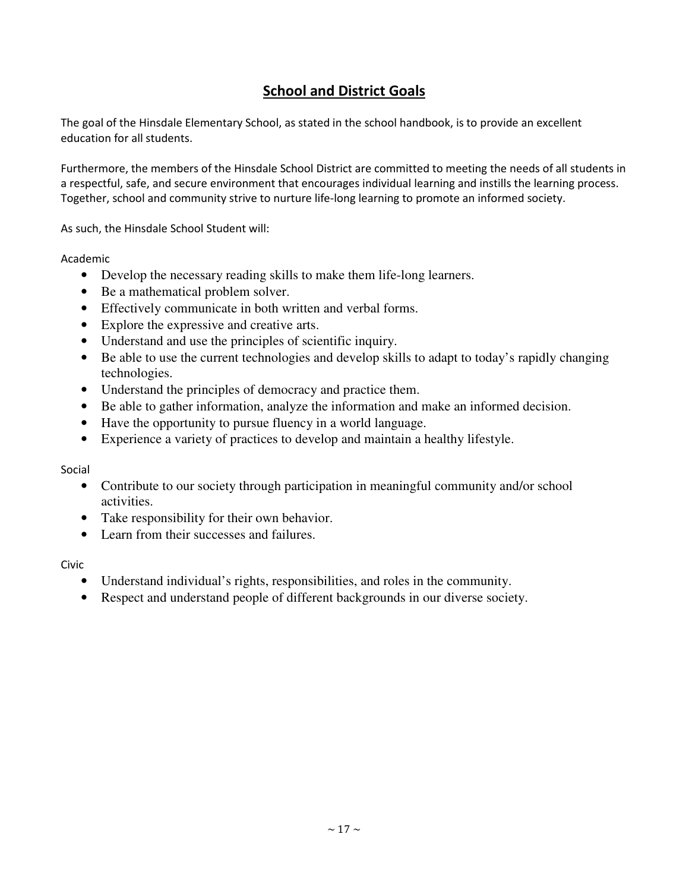## School and District Goals

The goal of the Hinsdale Elementary School, as stated in the school handbook, is to provide an excellent education for all students.

Furthermore, the members of the Hinsdale School District are committed to meeting the needs of all students in a respectful, safe, and secure environment that encourages individual learning and instills the learning process. Together, school and community strive to nurture life-long learning to promote an informed society.

As such, the Hinsdale School Student will:

Academic

- Develop the necessary reading skills to make them life-long learners.
- Be a mathematical problem solver.
- Effectively communicate in both written and verbal forms.
- Explore the expressive and creative arts.
- Understand and use the principles of scientific inquiry.
- Be able to use the current technologies and develop skills to adapt to today's rapidly changing technologies.
- Understand the principles of democracy and practice them.
- Be able to gather information, analyze the information and make an informed decision.
- Have the opportunity to pursue fluency in a world language.
- Experience a variety of practices to develop and maintain a healthy lifestyle.

Social

- Contribute to our society through participation in meaningful community and/or school activities.
- Take responsibility for their own behavior.
- Learn from their successes and failures.

Civic

- Understand individual's rights, responsibilities, and roles in the community.
- Respect and understand people of different backgrounds in our diverse society.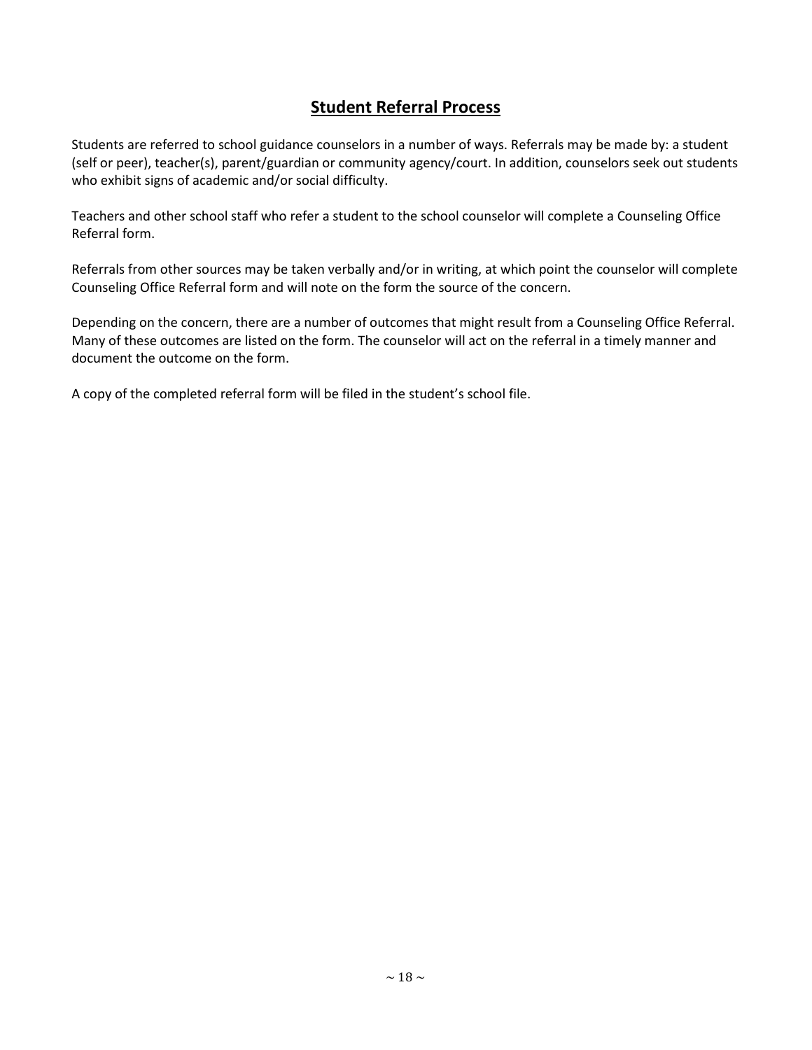## Student Referral Process

Students are referred to school guidance counselors in a number of ways. Referrals may be made by: a student (self or peer), teacher(s), parent/guardian or community agency/court. In addition, counselors seek out students who exhibit signs of academic and/or social difficulty.

Teachers and other school staff who refer a student to the school counselor will complete a Counseling Office Referral form.

Referrals from other sources may be taken verbally and/or in writing, at which point the counselor will complete Counseling Office Referral form and will note on the form the source of the concern.

Depending on the concern, there are a number of outcomes that might result from a Counseling Office Referral. Many of these outcomes are listed on the form. The counselor will act on the referral in a timely manner and document the outcome on the form.

A copy of the completed referral form will be filed in the student's school file.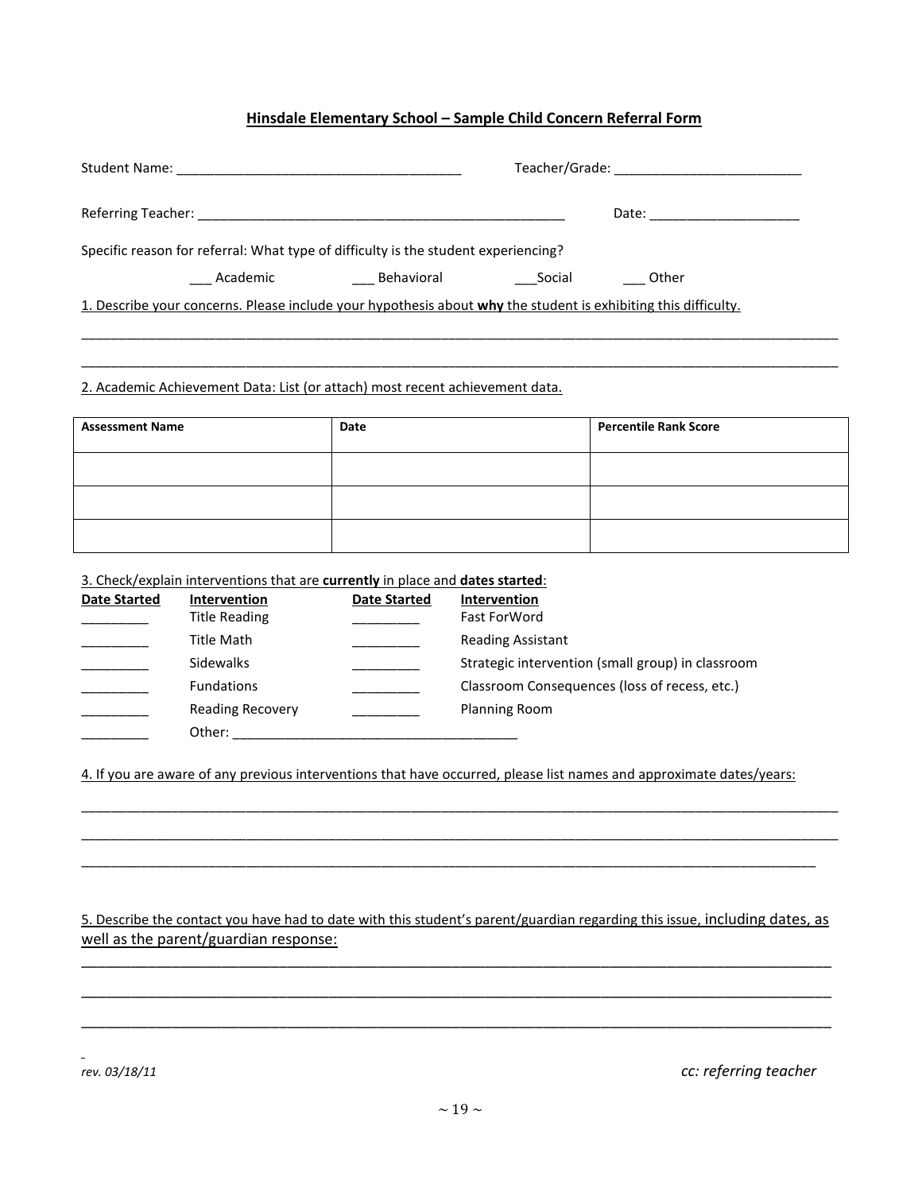## Hinsdale Elementary School – Sample Child Concern Referral Form

Student Name: _____________________________________ Teacher/Grade: _________________________

Referring Teacher: __________________________________________________ Date: ____________________

Specific reason for referral: What type of difficulty is the student experiencing?

___ Academic ___ Behavioral ___Social ___ Other

1. Describe your concerns. Please include your hypothesis about **why** the student is exhibiting this difficulty.

_____________________________________________________________________________________________

_____________________________________________________________________________________________

2. Academic Achievement Data: List (or attach) most recent achievement data.

| Assessment Name | Date | Percentile Rank Score |
| --- | --- | --- |
| | | |
| | | |
| | | |

3. Check/explain interventions that are **currently** in place and **dates started**:

| Date Started | Intervention | Date Started | Intervention |
| --- | --- | --- | --- |
| _________ | Title Reading | _________ | Fast ForWord |
| _________ | Title Math | _________ | Reading Assistant |
| _________ | Sidewalks | _________ | Strategic intervention (small group) in classroom |
| _________ | Fundations | _________ | Classroom Consequences (loss of recess, etc.) |
| _________ | Reading Recovery | _________ | Planning Room |
| _________ | Other: _____________________________________ | | |

4. If you are aware of any previous interventions that have occurred, please list names and approximate dates/years:

_____________________________________________________________________________________________

_____________________________________________________________________________________________

_____________________________________________________________________________________________

5. Describe the contact you have had to date with this student's parent/guardian regarding this issue, including dates, as well as the parent/guardian response:

_____________________________________________________________________________________________

_____________________________________________________________________________________________

_____________________________________________________________________________________________

*rev. 03/18/11*

*cc: referring teacher*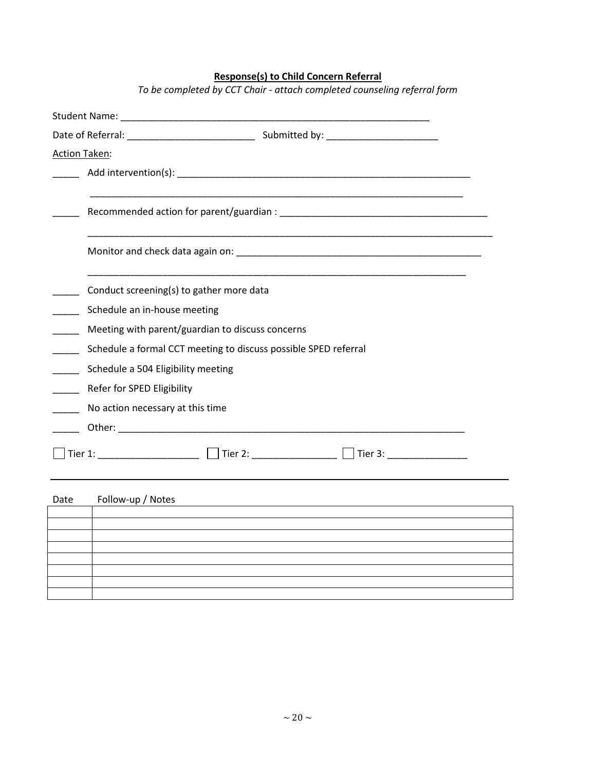**Response(s) to Child Concern Referral**

*To be completed by CCT Chair - attach completed counseling referral form*

Student Name: ___________________________________________________________

Date of Referral: ________________________ Submitted by: _____________________

Action Taken:

_____ Add intervention(s): _______________________________________________________

_________________________________________________________________________

_____ Recommended action for parent/guardian : _______________________________________

_________________________________________________________________________

Monitor and check data again on: ______________________________________________

_________________________________________________________________________

_____ Conduct screening(s) to gather more data

_____ Schedule an in-house meeting

_____ Meeting with parent/guardian to discuss concerns

_____ Schedule a formal CCT meeting to discuss possible SPED referral

_____ Schedule a 504 Eligibility meeting

_____ Refer for SPED Eligibility

_____ No action necessary at this time

_____ Other: ____________________________________________________________________

☐ Tier 1: ___________________ ☐ Tier 2: ________________ ☐ Tier 3: _______________

---

| Date | Follow-up / Notes |
| --- | --- |
| | |
| | |
| | |
| | |
| | |
| | |
| | |
| | |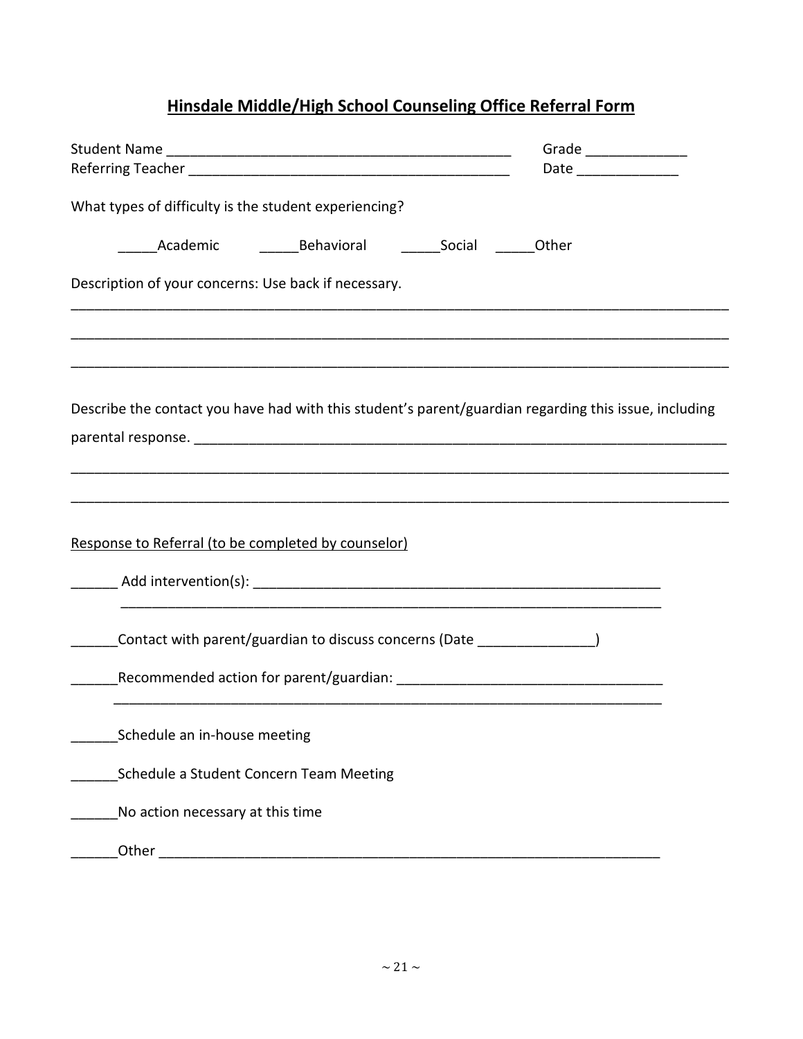# Hinsdale Middle/High School Counseling Office Referral Form

Student Name ____________________________________________ Grade _____________

Referring Teacher _________________________________________ Date _____________

What types of difficulty is the student experiencing?

_____Academic _____Behavioral _____Social _____Other

Description of your concerns: Use back if necessary.

______________________________________________________________________________________

______________________________________________________________________________________

______________________________________________________________________________________

Describe the contact you have had with this student's parent/guardian regarding this issue, including parental response. ______________________________________________________________________

______________________________________________________________________________________

______________________________________________________________________________________

Response to Referral (to be completed by counselor)

______ Add intervention(s): ______________________________________________________
______________________________________________________________________

______Contact with parent/guardian to discuss concerns (Date _______________)

______Recommended action for parent/guardian: __________________________________
______________________________________________________________________

______Schedule an in-house meeting

______Schedule a Student Concern Team Meeting

______No action necessary at this time

______Other _______________________________________________________________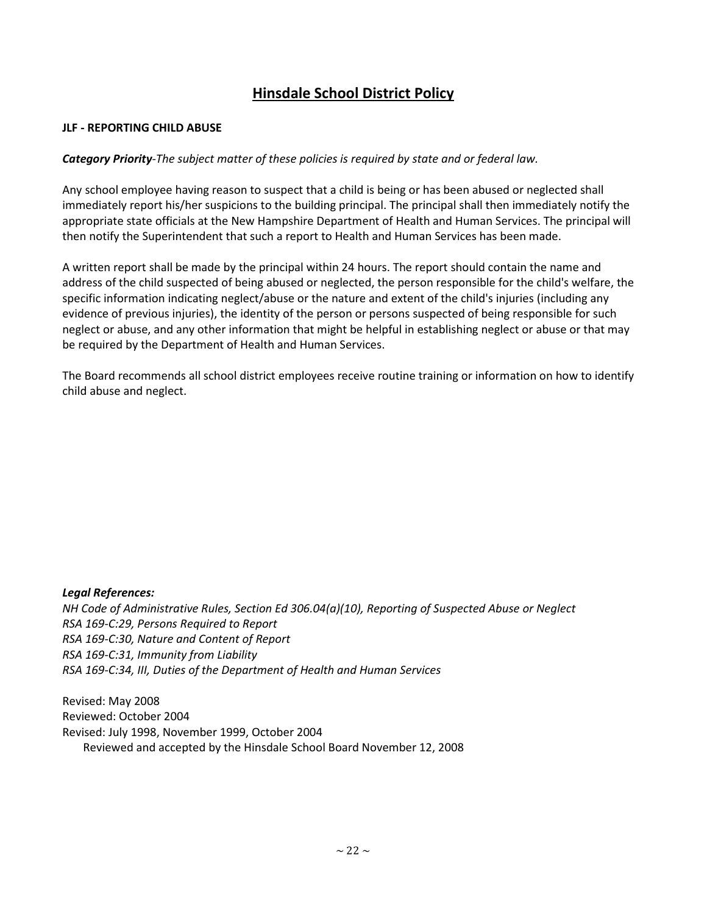# Hinsdale School District Policy

**JLF - REPORTING CHILD ABUSE**

***Category Priority****-The subject matter of these policies is required by state and or federal law.*

Any school employee having reason to suspect that a child is being or has been abused or neglected shall immediately report his/her suspicions to the building principal. The principal shall then immediately notify the appropriate state officials at the New Hampshire Department of Health and Human Services. The principal will then notify the Superintendent that such a report to Health and Human Services has been made.

A written report shall be made by the principal within 24 hours. The report should contain the name and address of the child suspected of being abused or neglected, the person responsible for the child's welfare, the specific information indicating neglect/abuse or the nature and extent of the child's injuries (including any evidence of previous injuries), the identity of the person or persons suspected of being responsible for such neglect or abuse, and any other information that might be helpful in establishing neglect or abuse or that may be required by the Department of Health and Human Services.

The Board recommends all school district employees receive routine training or information on how to identify child abuse and neglect.

***Legal References:***

*NH Code of Administrative Rules, Section Ed 306.04(a)(10), Reporting of Suspected Abuse or Neglect*
*RSA 169-C:29, Persons Required to Report*
*RSA 169-C:30, Nature and Content of Report*
*RSA 169-C:31, Immunity from Liability*
*RSA 169-C:34, III, Duties of the Department of Health and Human Services*

Revised: May 2008
Reviewed: October 2004
Revised: July 1998, November 1999, October 2004
Reviewed and accepted by the Hinsdale School Board November 12, 2008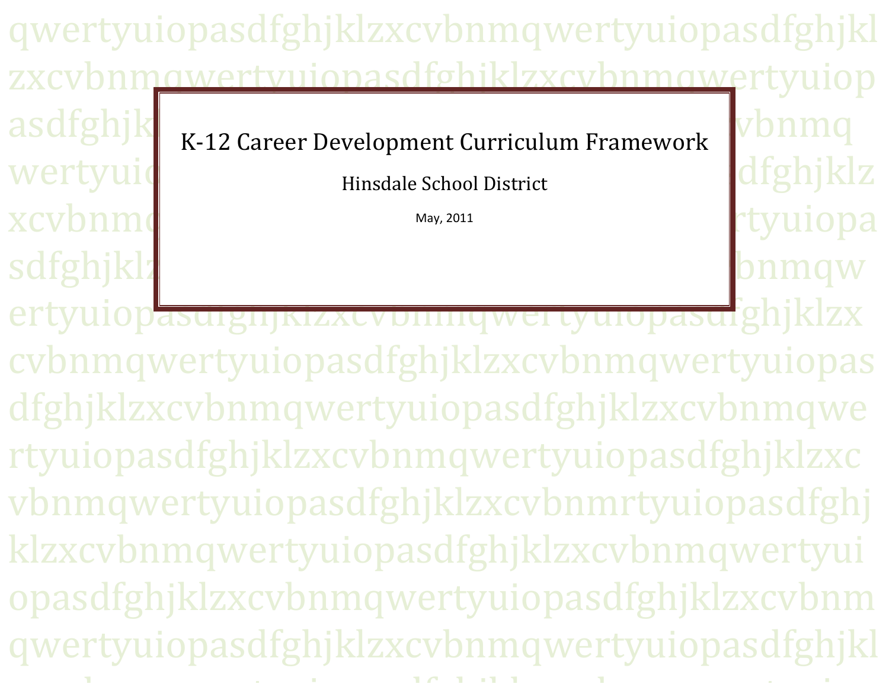# K-12 Career Development Curriculum Framework

Hinsdale School District

May, 2011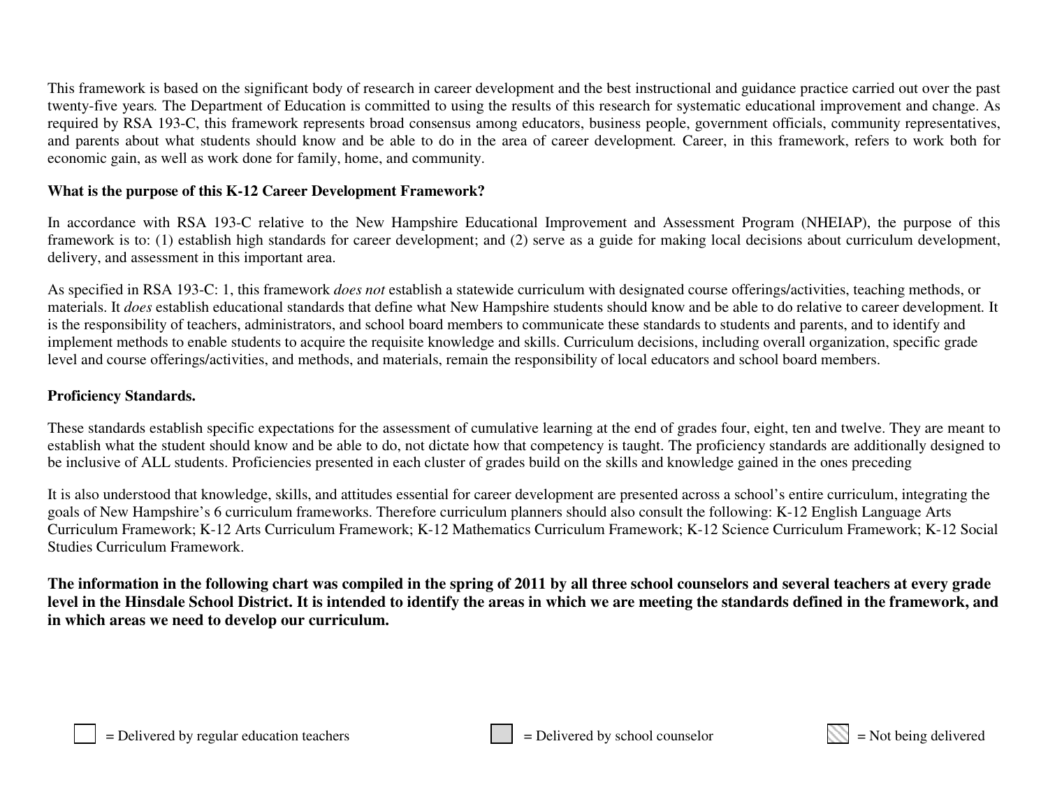This framework is based on the significant body of research in career development and the best instructional and guidance practice carried out over the past twenty-five years. The Department of Education is committed to using the results of this research for systematic educational improvement and change. As required by RSA 193-C, this framework represents broad consensus among educators, business people, government officials, community representatives, and parents about what students should know and be able to do in the area of career development. Career, in this framework, refers to work both for economic gain, as well as work done for family, home, and community.

**What is the purpose of this K-12 Career Development Framework?**

In accordance with RSA 193-C relative to the New Hampshire Educational Improvement and Assessment Program (NHEIAP), the purpose of this framework is to: (1) establish high standards for career development; and (2) serve as a guide for making local decisions about curriculum development, delivery, and assessment in this important area.

As specified in RSA 193-C: 1, this framework *does not* establish a statewide curriculum with designated course offerings/activities, teaching methods, or materials. It *does* establish educational standards that define what New Hampshire students should know and be able to do relative to career development. It is the responsibility of teachers, administrators, and school board members to communicate these standards to students and parents, and to identify and implement methods to enable students to acquire the requisite knowledge and skills. Curriculum decisions, including overall organization, specific grade level and course offerings/activities, and methods, and materials, remain the responsibility of local educators and school board members.

**Proficiency Standards.**

These standards establish specific expectations for the assessment of cumulative learning at the end of grades four, eight, ten and twelve. They are meant to establish what the student should know and be able to do, not dictate how that competency is taught. The proficiency standards are additionally designed to be inclusive of ALL students. Proficiencies presented in each cluster of grades build on the skills and knowledge gained in the ones preceding

It is also understood that knowledge, skills, and attitudes essential for career development are presented across a school's entire curriculum, integrating the goals of New Hampshire's 6 curriculum frameworks. Therefore curriculum planners should also consult the following: K-12 English Language Arts Curriculum Framework; K-12 Arts Curriculum Framework; K-12 Mathematics Curriculum Framework; K-12 Science Curriculum Framework; K-12 Social Studies Curriculum Framework.

**The information in the following chart was compiled in the spring of 2011 by all three school counselors and several teachers at every grade level in the Hinsdale School District. It is intended to identify the areas in which we are meeting the standards defined in the framework, and in which areas we need to develop our curriculum.**

= Delivered by regular education teachers

= Delivered by school counselor

= Not being delivered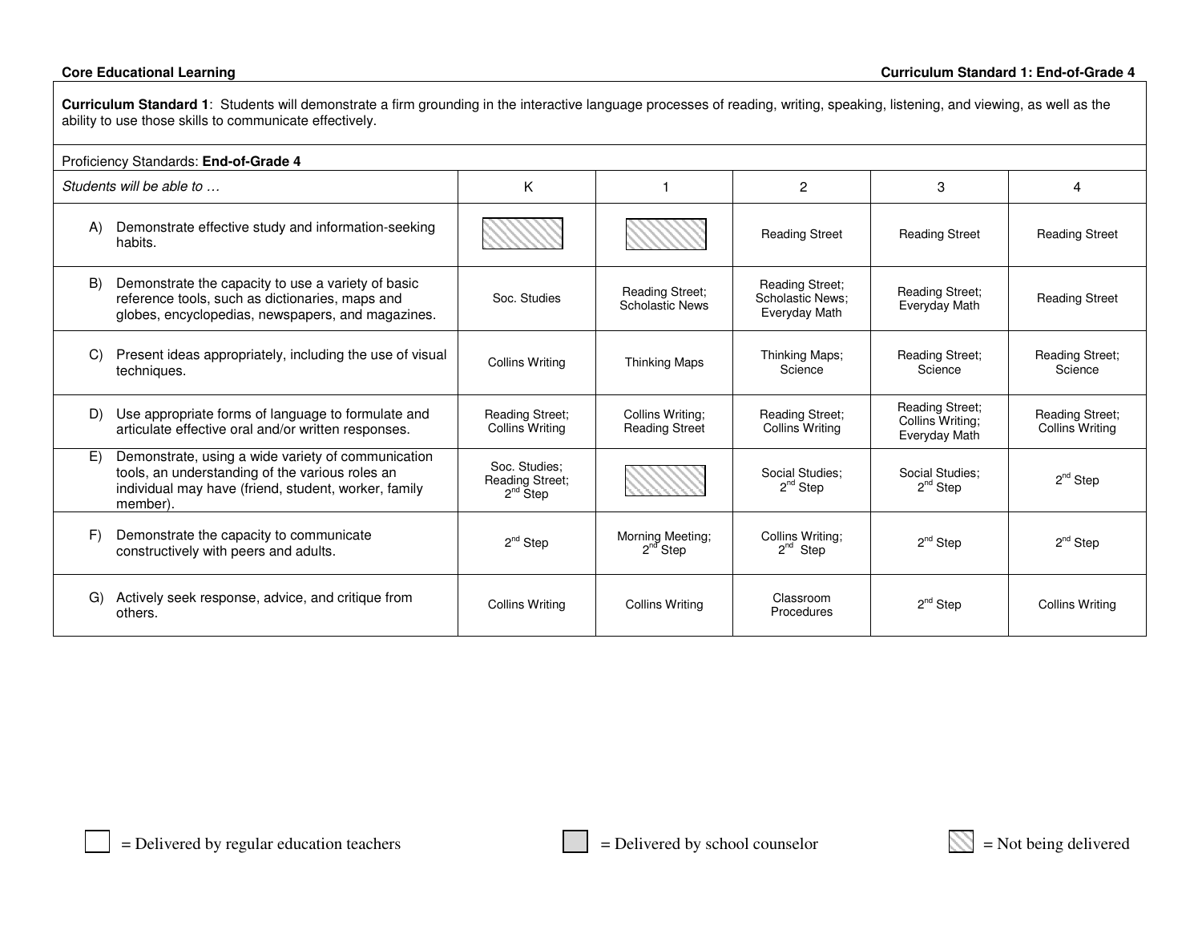**Core Educational Learning** **Curriculum Standard 1: End-of-Grade 4**

**Curriculum Standard 1**: Students will demonstrate a firm grounding in the interactive language processes of reading, writing, speaking, listening, and viewing, as well as the ability to use those skills to communicate effectively.

Proficiency Standards: **End-of-Grade 4**

| *Students will be able to …* | K | 1 | 2 | 3 | 4 |
|---|---|---|---|---|---|
| A) Demonstrate effective study and information-seeking habits. | | | Reading Street | Reading Street | Reading Street |
| B) Demonstrate the capacity to use a variety of basic reference tools, such as dictionaries, maps and globes, encyclopedias, newspapers, and magazines. | Soc. Studies | Reading Street; Scholastic News | Reading Street; Scholastic News; Everyday Math | Reading Street; Everyday Math | Reading Street |
| C) Present ideas appropriately, including the use of visual techniques. | Collins Writing | Thinking Maps | Thinking Maps; Science | Reading Street; Science | Reading Street; Science |
| D) Use appropriate forms of language to formulate and articulate effective oral and/or written responses. | Reading Street; Collins Writing | Collins Writing; Reading Street | Reading Street; Collins Writing | Reading Street; Collins Writing; Everyday Math | Reading Street; Collins Writing |
| E) Demonstrate, using a wide variety of communication tools, an understanding of the various roles an individual may have (friend, student, worker, family member). | Soc. Studies; Reading Street; 2nd Step | | Social Studies; 2nd Step | Social Studies; 2nd Step | 2nd Step |
| F) Demonstrate the capacity to communicate constructively with peers and adults. | 2nd Step | Morning Meeting; 2nd Step | Collins Writing; 2nd Step | 2nd Step | 2nd Step |
| G) Actively seek response, advice, and critique from others. | Collins Writing | Collins Writing | Classroom Procedures | 2nd Step | Collins Writing |

= Delivered by regular education teachers = Delivered by school counselor = Not being delivered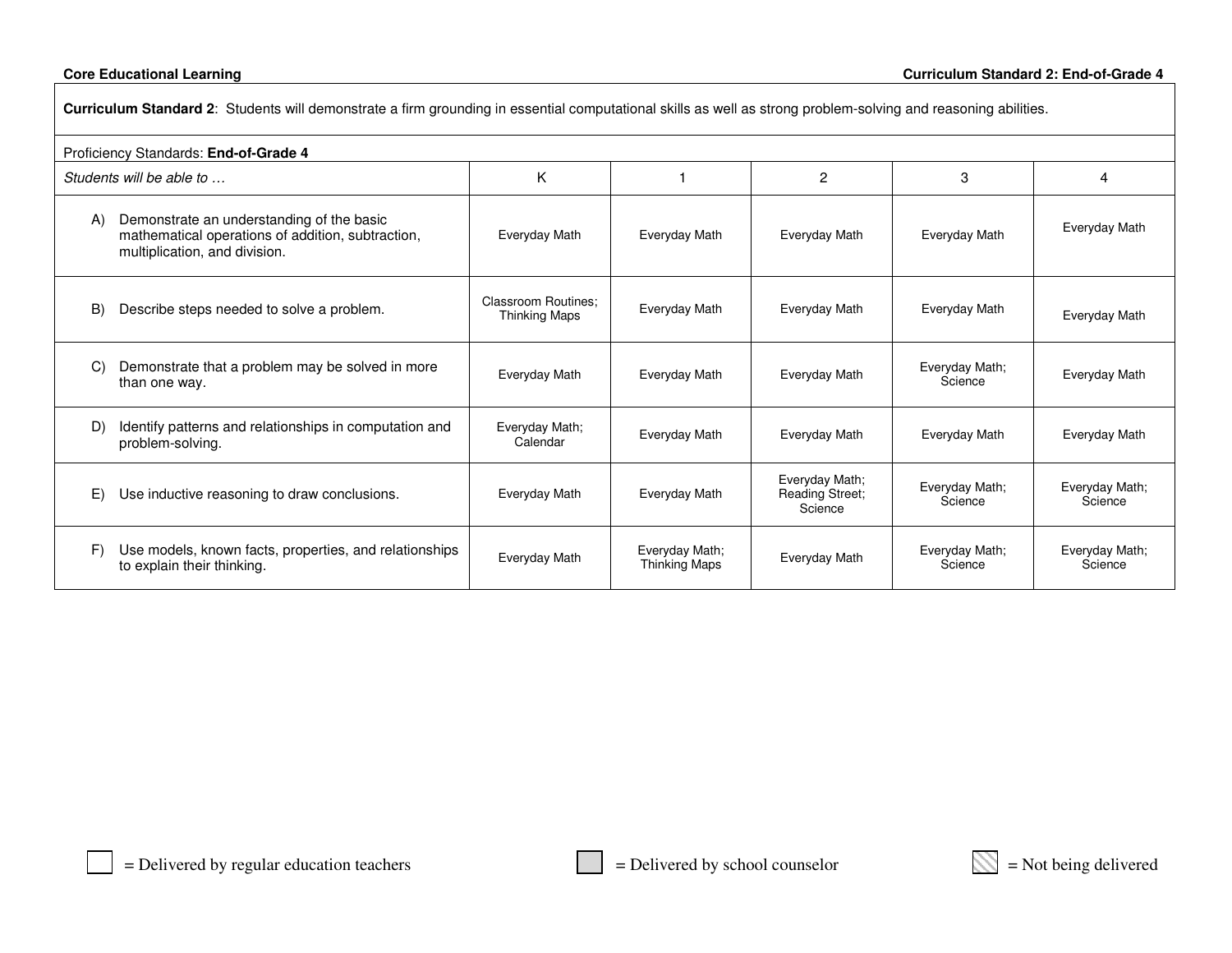**Core Educational Learning** | **Curriculum Standard 2: End-of-Grade 4**

**Curriculum Standard 2**: Students will demonstrate a firm grounding in essential computational skills as well as strong problem-solving and reasoning abilities.

Proficiency Standards: **End-of-Grade 4**

| *Students will be able to …* | K | 1 | 2 | 3 | 4 |
|---|---|---|---|---|---|
| A) Demonstrate an understanding of the basic mathematical operations of addition, subtraction, multiplication, and division. | Everyday Math | Everyday Math | Everyday Math | Everyday Math | Everyday Math |
| B) Describe steps needed to solve a problem. | Classroom Routines; Thinking Maps | Everyday Math | Everyday Math | Everyday Math | Everyday Math |
| C) Demonstrate that a problem may be solved in more than one way. | Everyday Math | Everyday Math | Everyday Math | Everyday Math; Science | Everyday Math |
| D) Identify patterns and relationships in computation and problem-solving. | Everyday Math; Calendar | Everyday Math | Everyday Math | Everyday Math | Everyday Math |
| E) Use inductive reasoning to draw conclusions. | Everyday Math | Everyday Math | Everyday Math; Reading Street; Science | Everyday Math; Science | Everyday Math; Science |
| F) Use models, known facts, properties, and relationships to explain their thinking. | Everyday Math | Everyday Math; Thinking Maps | Everyday Math | Everyday Math; Science | Everyday Math; Science |

☐ = Delivered by regular education teachers ☐ = Delivered by school counselor ☐ = Not being delivered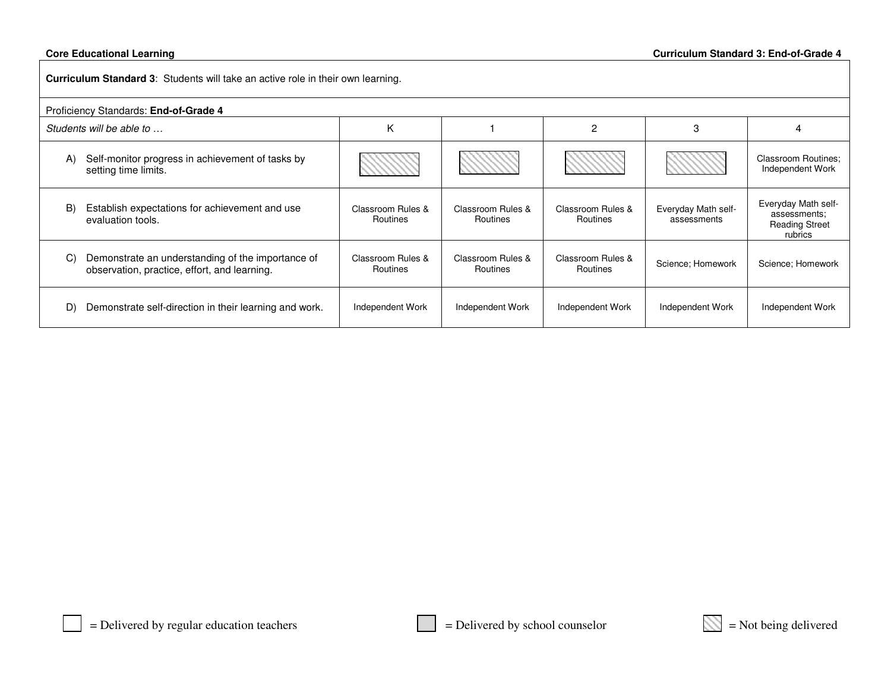**Core Educational Learning** **Curriculum Standard 3: End-of-Grade 4**

**Curriculum Standard 3**: Students will take an active role in their own learning.

Proficiency Standards: **End-of-Grade 4**

| *Students will be able to …* | K | 1 | 2 | 3 | 4 |
|---|---|---|---|---|---|
| A) Self-monitor progress in achievement of tasks by setting time limits. | Not being delivered | Not being delivered | Not being delivered | Not being delivered | Classroom Routines; Independent Work |
| B) Establish expectations for achievement and use evaluation tools. | Classroom Rules & Routines | Classroom Rules & Routines | Classroom Rules & Routines | Everyday Math self-assessments | Everyday Math self-assessments; Reading Street rubrics |
| C) Demonstrate an understanding of the importance of observation, practice, effort, and learning. | Classroom Rules & Routines | Classroom Rules & Routines | Classroom Rules & Routines | Science; Homework | Science; Homework |
| D) Demonstrate self-direction in their learning and work. | Independent Work | Independent Work | Independent Work | Independent Work | Independent Work |

[blank box] = Delivered by regular education teachers  [gray box] = Delivered by school counselor  [hatched box] = Not being delivered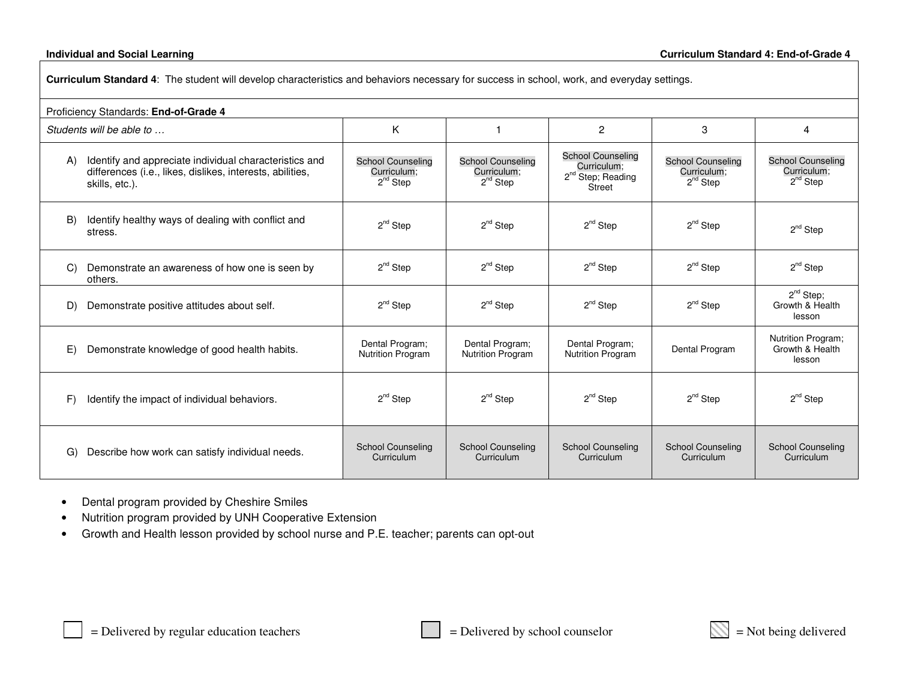**Individual and Social Learning** **Curriculum Standard 4: End-of-Grade 4**

**Curriculum Standard 4**: The student will develop characteristics and behaviors necessary for success in school, work, and everyday settings.

Proficiency Standards: **End-of-Grade 4**

| *Students will be able to …* | K | 1 | 2 | 3 | 4 |
|---|---|---|---|---|---|
| A) Identify and appreciate individual characteristics and differences (i.e., likes, dislikes, interests, abilities, skills, etc.). | School Counseling Curriculum; 2nd Step | School Counseling Curriculum; 2nd Step | School Counseling Curriculum; 2nd Step; Reading Street | School Counseling Curriculum; 2nd Step | School Counseling Curriculum; 2nd Step |
| B) Identify healthy ways of dealing with conflict and stress. | 2nd Step | 2nd Step | 2nd Step | 2nd Step | 2nd Step |
| C) Demonstrate an awareness of how one is seen by others. | 2nd Step | 2nd Step | 2nd Step | 2nd Step | 2nd Step |
| D) Demonstrate positive attitudes about self. | 2nd Step | 2nd Step | 2nd Step | 2nd Step | 2nd Step; Growth & Health lesson |
| E) Demonstrate knowledge of good health habits. | Dental Program; Nutrition Program | Dental Program; Nutrition Program | Dental Program; Nutrition Program | Dental Program | Nutrition Program; Growth & Health lesson |
| F) Identify the impact of individual behaviors. | 2nd Step | 2nd Step | 2nd Step | 2nd Step | 2nd Step |
| G) Describe how work can satisfy individual needs. | School Counseling Curriculum | School Counseling Curriculum | School Counseling Curriculum | School Counseling Curriculum | School Counseling Curriculum |

- Dental program provided by Cheshire Smiles
- Nutrition program provided by UNH Cooperative Extension
- Growth and Health lesson provided by school nurse and P.E. teacher; parents can opt-out

= Delivered by regular education teachers = Delivered by school counselor = Not being delivered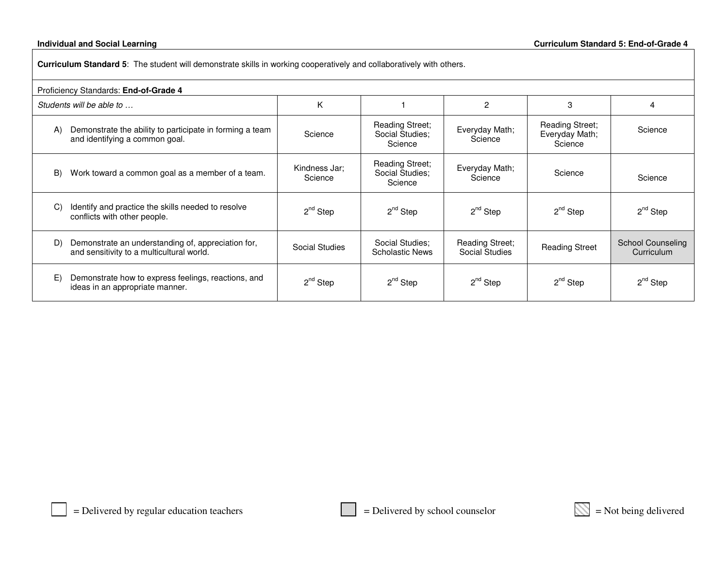**Individual and Social Learning** **Curriculum Standard 5: End-of-Grade 4**

**Curriculum Standard 5**: The student will demonstrate skills in working cooperatively and collaboratively with others.

Proficiency Standards: **End-of-Grade 4**

| *Students will be able to …* | K | 1 | 2 | 3 | 4 |
|---|---|---|---|---|---|
| A) Demonstrate the ability to participate in forming a team and identifying a common goal. | Science | Reading Street; Social Studies; Science | Everyday Math; Science | Reading Street; Everyday Math; Science | Science |
| B) Work toward a common goal as a member of a team. | Kindness Jar; Science | Reading Street; Social Studies; Science | Everyday Math; Science | Science | Science |
| C) Identify and practice the skills needed to resolve conflicts with other people. | 2nd Step | 2nd Step | 2nd Step | 2nd Step | 2nd Step |
| D) Demonstrate an understanding of, appreciation for, and sensitivity to a multicultural world. | Social Studies | Social Studies; Scholastic News | Reading Street; Social Studies | Reading Street | School Counseling Curriculum |
| E) Demonstrate how to express feelings, reactions, and ideas in an appropriate manner. | 2nd Step | 2nd Step | 2nd Step | 2nd Step | 2nd Step |

☐ = Delivered by regular education teachers ☐ = Delivered by school counselor ☐ = Not being delivered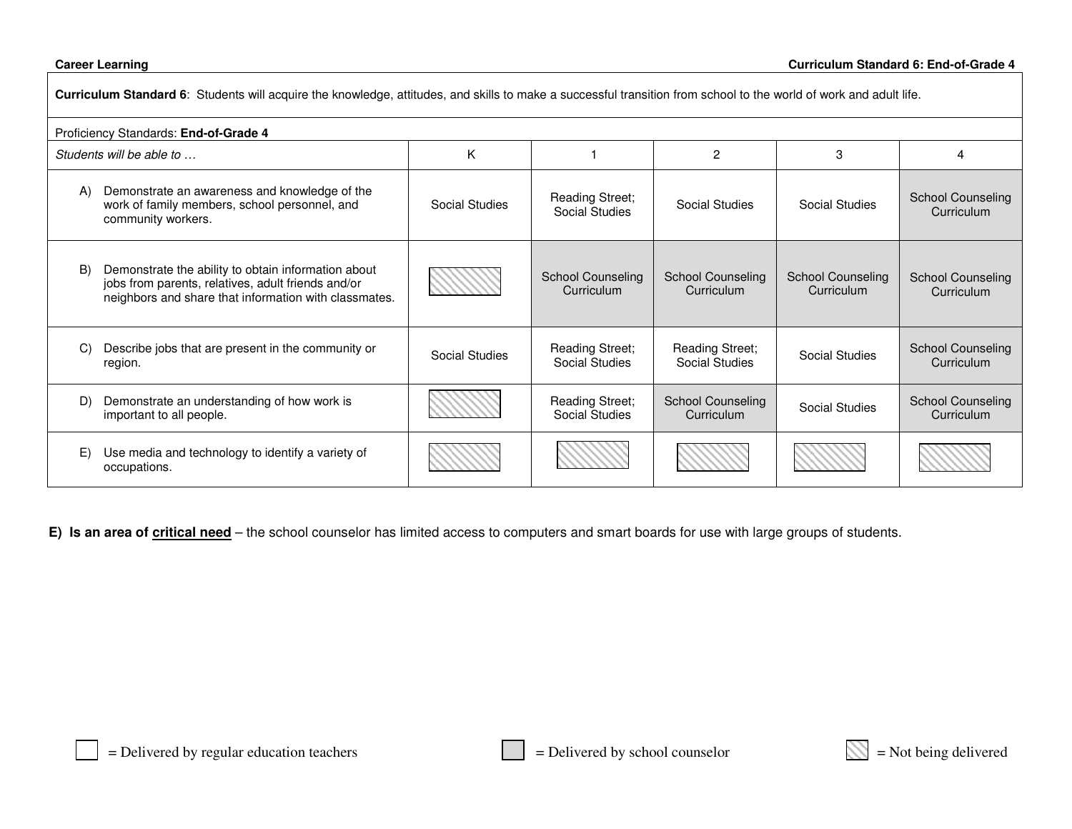**Career Learning** | **Curriculum Standard 6: End-of-Grade 4**

**Curriculum Standard 6**: Students will acquire the knowledge, attitudes, and skills to make a successful transition from school to the world of work and adult life.

Proficiency Standards: **End-of-Grade 4**

| *Students will be able to …* | K | 1 | 2 | 3 | 4 |
|---|---|---|---|---|---|
| A) Demonstrate an awareness and knowledge of the work of family members, school personnel, and community workers. | Social Studies | Reading Street; Social Studies | Social Studies | Social Studies | School Counseling Curriculum |
| B) Demonstrate the ability to obtain information about jobs from parents, relatives, adult friends and/or neighbors and share that information with classmates. | [Not being delivered] | School Counseling Curriculum | School Counseling Curriculum | School Counseling Curriculum | School Counseling Curriculum |
| C) Describe jobs that are present in the community or region. | Social Studies | Reading Street; Social Studies | Reading Street; Social Studies | Social Studies | School Counseling Curriculum |
| D) Demonstrate an understanding of how work is important to all people. | [Not being delivered] | Reading Street; Social Studies | School Counseling Curriculum | Social Studies | School Counseling Curriculum |
| E) Use media and technology to identify a variety of occupations. | [Not being delivered] | [Not being delivered] | [Not being delivered] | [Not being delivered] | [Not being delivered] |

**E) Is an area of <u>critical need</u>** – the school counselor has limited access to computers and smart boards for use with large groups of students.

[White box] = Delivered by regular education teachers  [Gray box] = Delivered by school counselor  [Hatched box] = Not being delivered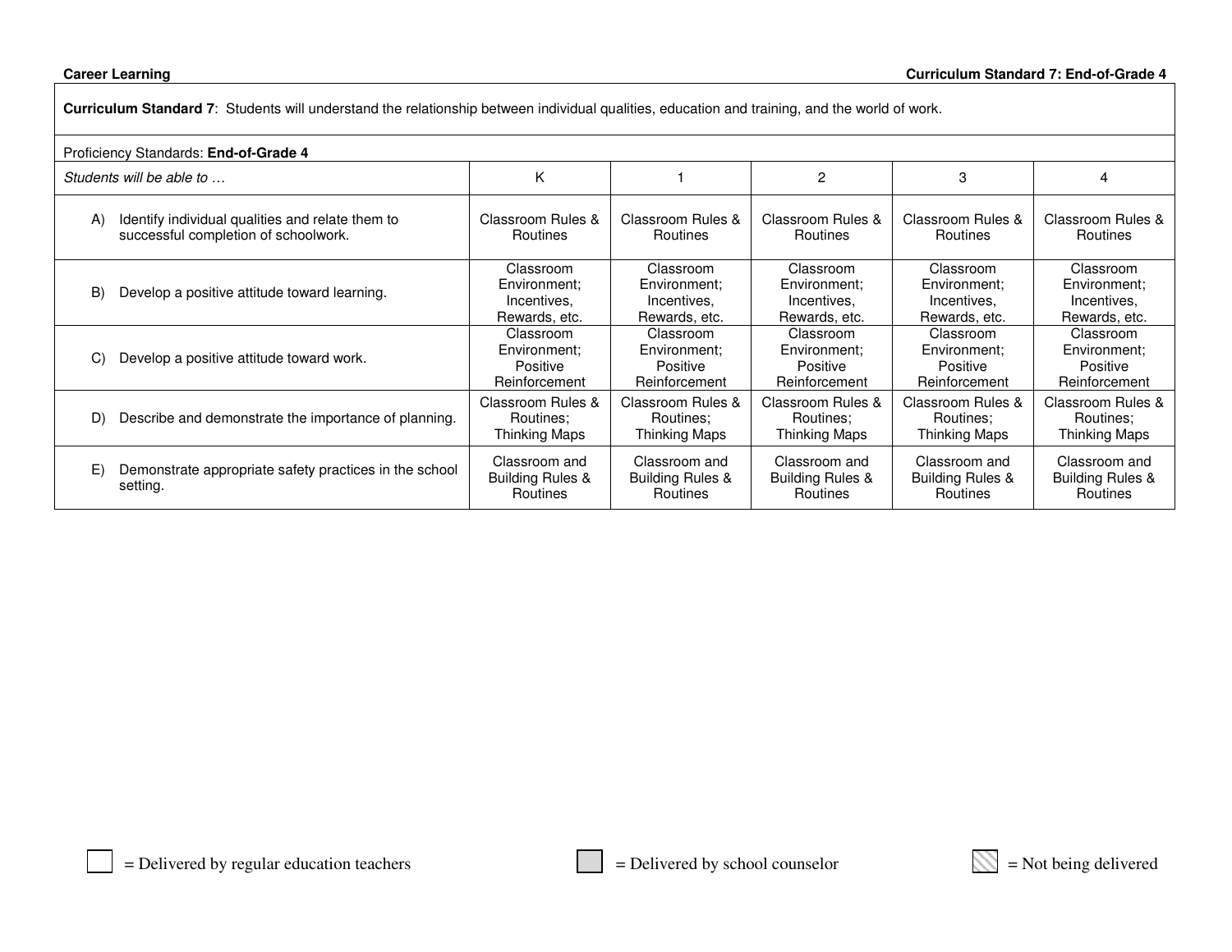**Career Learning** **Curriculum Standard 7: End-of-Grade 4**

**Curriculum Standard 7**: Students will understand the relationship between individual qualities, education and training, and the world of work.

Proficiency Standards: **End-of-Grade 4**

| *Students will be able to …* | K | 1 | 2 | 3 | 4 |
|---|---|---|---|---|---|
| A) Identify individual qualities and relate them to successful completion of schoolwork. | Classroom Rules & Routines | Classroom Rules & Routines | Classroom Rules & Routines | Classroom Rules & Routines | Classroom Rules & Routines |
| B) Develop a positive attitude toward learning. | Classroom Environment; Incentives, Rewards, etc. | Classroom Environment; Incentives, Rewards, etc. | Classroom Environment; Incentives, Rewards, etc. | Classroom Environment; Incentives, Rewards, etc. | Classroom Environment; Incentives, Rewards, etc. |
| C) Develop a positive attitude toward work. | Classroom Environment; Positive Reinforcement | Classroom Environment; Positive Reinforcement | Classroom Environment; Positive Reinforcement | Classroom Environment; Positive Reinforcement | Classroom Environment; Positive Reinforcement |
| D) Describe and demonstrate the importance of planning. | Classroom Rules & Routines; Thinking Maps | Classroom Rules & Routines; Thinking Maps | Classroom Rules & Routines; Thinking Maps | Classroom Rules & Routines; Thinking Maps | Classroom Rules & Routines; Thinking Maps |
| E) Demonstrate appropriate safety practices in the school setting. | Classroom and Building Rules & Routines | Classroom and Building Rules & Routines | Classroom and Building Rules & Routines | Classroom and Building Rules & Routines | Classroom and Building Rules & Routines |

= Delivered by regular education teachers    = Delivered by school counselor    = Not being delivered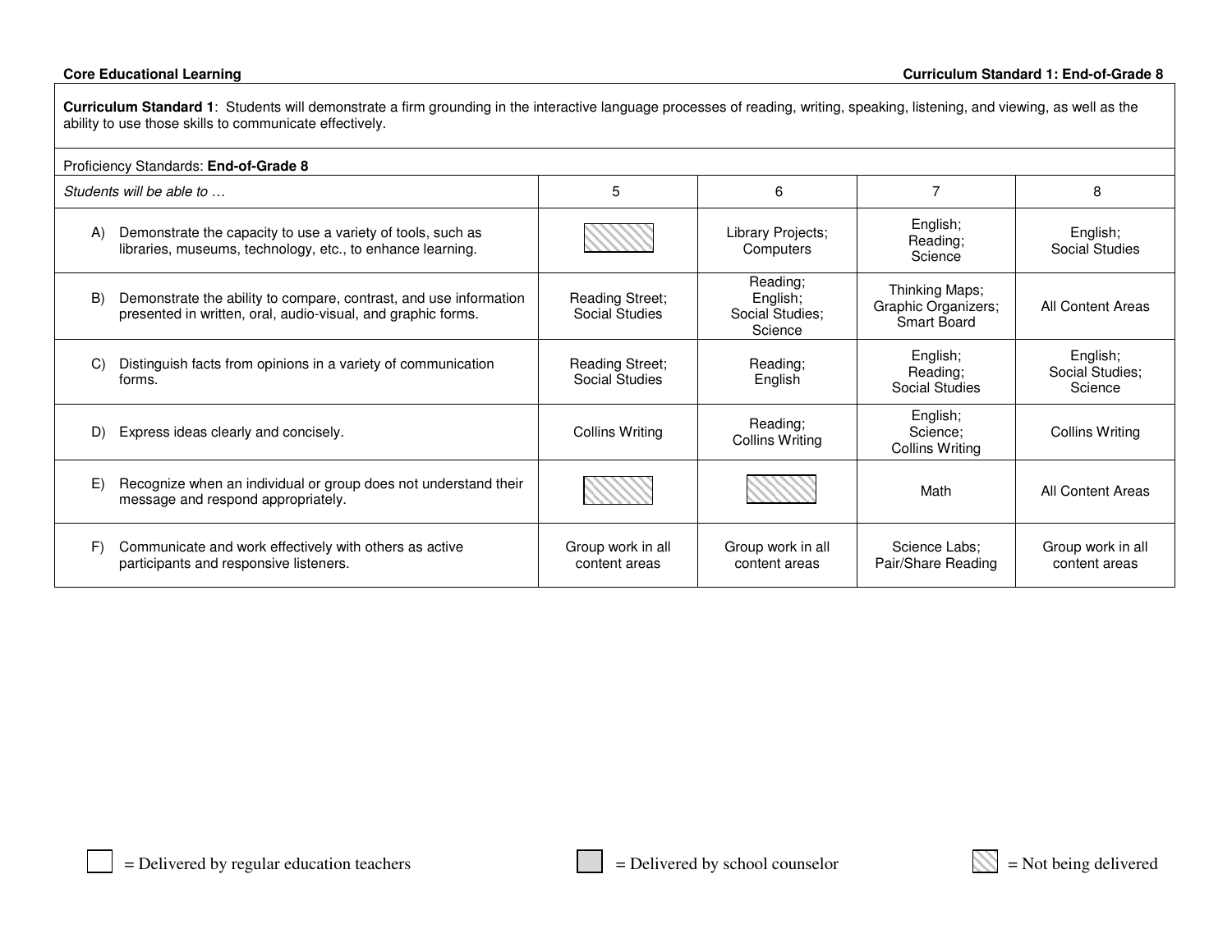**Core Educational Learning** **Curriculum Standard 1: End-of-Grade 8**

**Curriculum Standard 1**: Students will demonstrate a firm grounding in the interactive language processes of reading, writing, speaking, listening, and viewing, as well as the ability to use those skills to communicate effectively.

Proficiency Standards: **End-of-Grade 8**

| *Students will be able to …* | 5 | 6 | 7 | 8 |
|---|---|---|---|---|
| A) Demonstrate the capacity to use a variety of tools, such as libraries, museums, technology, etc., to enhance learning. | (Not being delivered) | Library Projects; Computers | English; Reading; Science | English; Social Studies |
| B) Demonstrate the ability to compare, contrast, and use information presented in written, oral, audio-visual, and graphic forms. | Reading Street; Social Studies | Reading; English; Social Studies; Science | Thinking Maps; Graphic Organizers; Smart Board | All Content Areas |
| C) Distinguish facts from opinions in a variety of communication forms. | Reading Street; Social Studies | Reading; English | English; Reading; Social Studies | English; Social Studies; Science |
| D) Express ideas clearly and concisely. | Collins Writing | Reading; Collins Writing | English; Science; Collins Writing | Collins Writing |
| E) Recognize when an individual or group does not understand their message and respond appropriately. | (Not being delivered) | (Not being delivered) | Math | All Content Areas |
| F) Communicate and work effectively with others as active participants and responsive listeners. | Group work in all content areas | Group work in all content areas | Science Labs; Pair/Share Reading | Group work in all content areas |

☐ = Delivered by regular education teachers ☐ = Delivered by school counselor ☐ = Not being delivered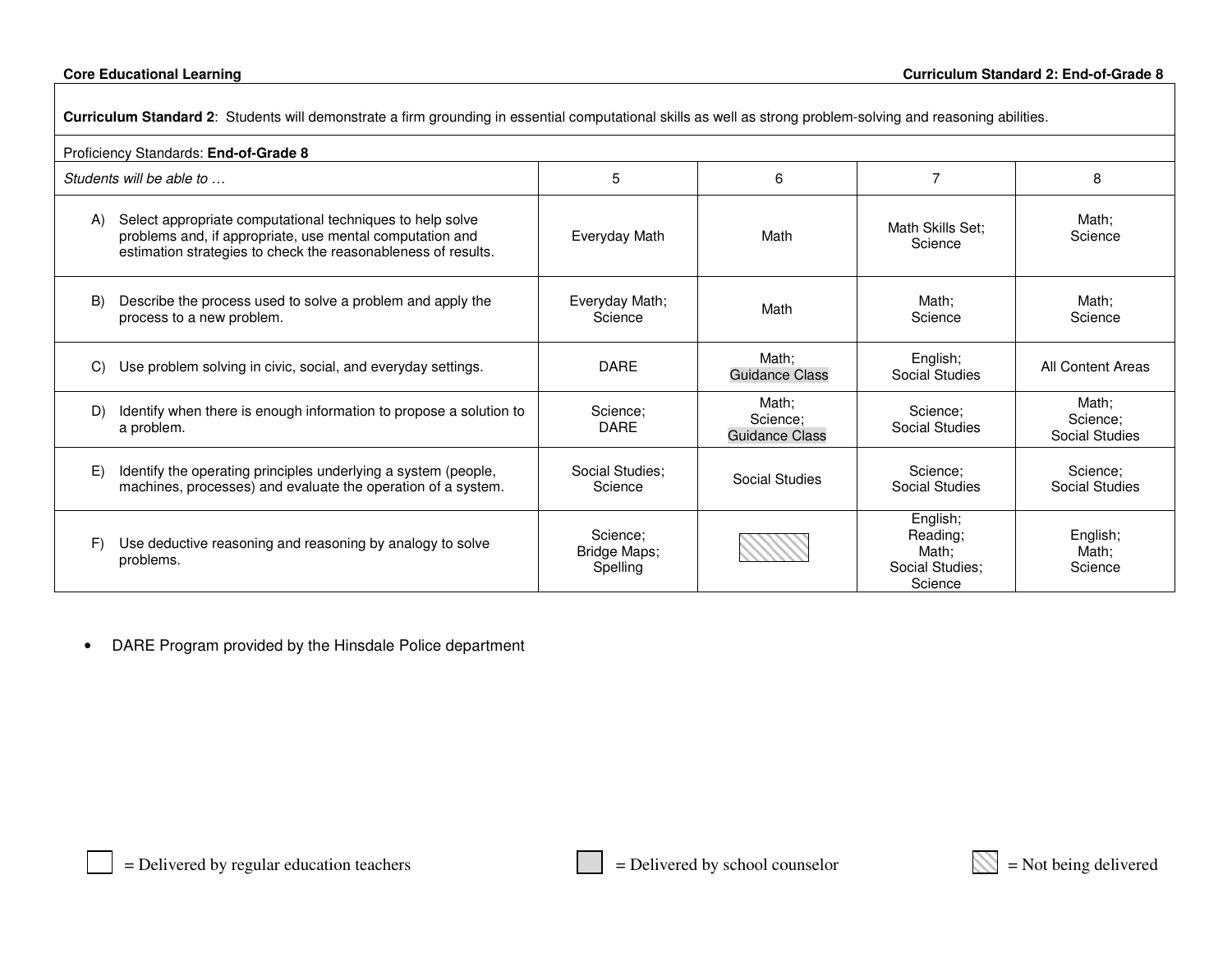**Core Educational Learning** **Curriculum Standard 2: End-of-Grade 8**

**Curriculum Standard 2**: Students will demonstrate a firm grounding in essential computational skills as well as strong problem-solving and reasoning abilities.

Proficiency Standards: **End-of-Grade 8**

| *Students will be able to …* | 5 | 6 | 7 | 8 |
|---|---|---|---|---|
| A) Select appropriate computational techniques to help solve problems and, if appropriate, use mental computation and estimation strategies to check the reasonableness of results. | Everyday Math | Math | Math Skills Set; Science | Math; Science |
| B) Describe the process used to solve a problem and apply the process to a new problem. | Everyday Math; Science | Math | Math; Science | Math; Science |
| C) Use problem solving in civic, social, and everyday settings. | DARE | Math; Guidance Class | English; Social Studies | All Content Areas |
| D) Identify when there is enough information to propose a solution to a problem. | Science; DARE | Math; Science; Guidance Class | Science; Social Studies | Math; Science; Social Studies |
| E) Identify the operating principles underlying a system (people, machines, processes) and evaluate the operation of a system. | Social Studies; Science | Social Studies | Science; Social Studies | Science; Social Studies |
| F) Use deductive reasoning and reasoning by analogy to solve problems. | Science; Bridge Maps; Spelling | (Not being delivered) | English; Reading; Math; Social Studies; Science | English; Math; Science |

- DARE Program provided by the Hinsdale Police department

= Delivered by regular education teachers = Delivered by school counselor = Not being delivered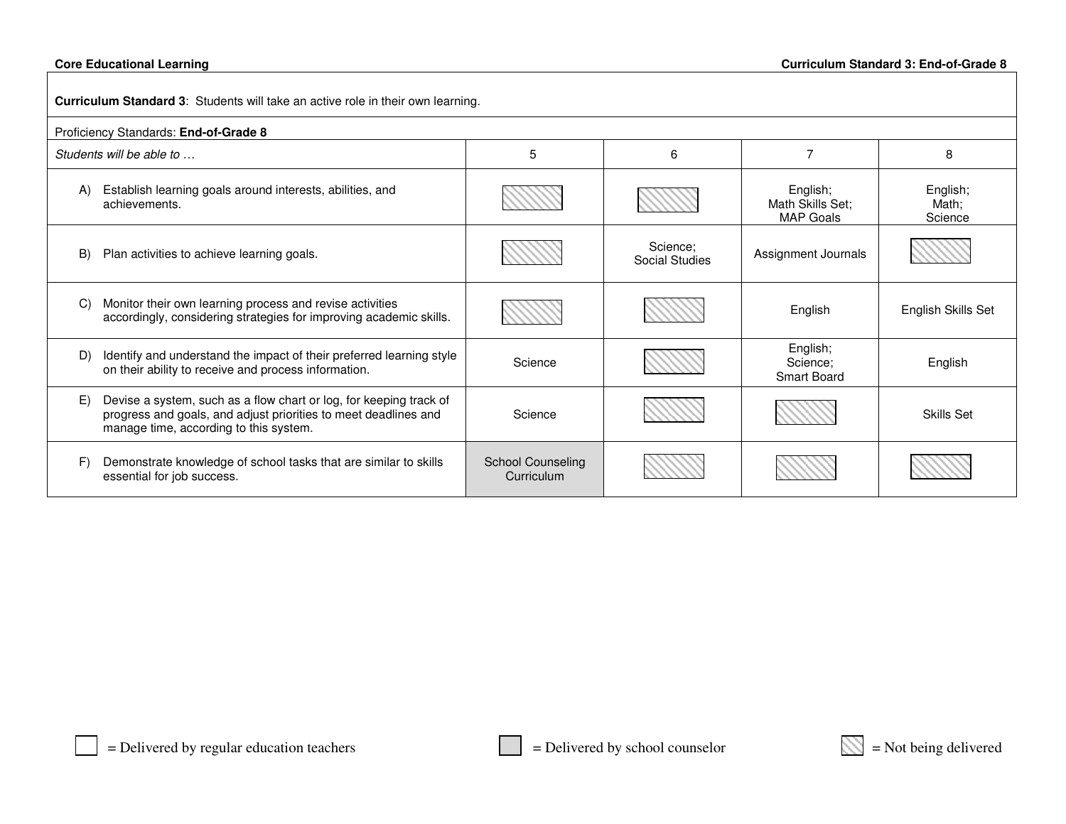**Core Educational Learning** | **Curriculum Standard 3: End-of-Grade 8**

| **Curriculum Standard 3**: Students will take an active role in their own learning. | | | | |
|---|---|---|---|---|
| Proficiency Standards: **End-of-Grade 8** | | | | |
| *Students will be able to …* | 5 | 6 | 7 | 8 |
| A) Establish learning goals around interests, abilities, and achievements. | | | English; Math Skills Set; MAP Goals | English; Math; Science |
| B) Plan activities to achieve learning goals. | | Science; Social Studies | Assignment Journals | |
| C) Monitor their own learning process and revise activities accordingly, considering strategies for improving academic skills. | | | English | English Skills Set |
| D) Identify and understand the impact of their preferred learning style on their ability to receive and process information. | Science | | English; Science; Smart Board | English |
| E) Devise a system, such as a flow chart or log, for keeping track of progress and goals, and adjust priorities to meet deadlines and manage time, according to this system. | Science | | | Skills Set |
| F) Demonstrate knowledge of school tasks that are similar to skills essential for job success. | School Counseling Curriculum | | | |

☐ = Delivered by regular education teachers    ☐ = Delivered by school counselor    ☐ = Not being delivered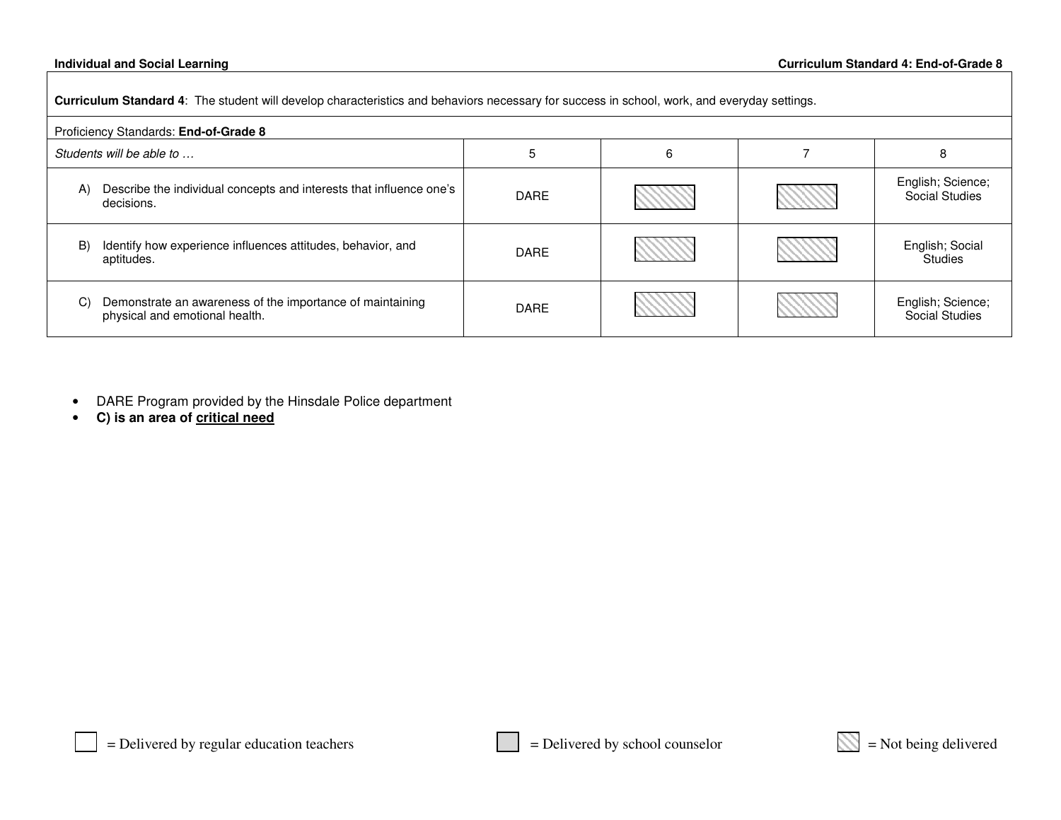**Individual and Social Learning** — **Curriculum Standard 4: End-of-Grade 8**

**Curriculum Standard 4**: The student will develop characteristics and behaviors necessary for success in school, work, and everyday settings.

Proficiency Standards: **End-of-Grade 8**

| *Students will be able to …* | 5 | 6 | 7 | 8 |
|---|---|---|---|---|
| A) Describe the individual concepts and interests that influence one's decisions. | DARE | [Not being delivered] | [Not being delivered] | English; Science; Social Studies |
| B) Identify how experience influences attitudes, behavior, and aptitudes. | DARE | [Not being delivered] | [Not being delivered] | English; Social Studies |
| C) Demonstrate an awareness of the importance of maintaining physical and emotional health. | DARE | [Not being delivered] | [Not being delivered] | English; Science; Social Studies |

- DARE Program provided by the Hinsdale Police department
- **C) is an area of <u>critical need</u>**

[Blank box] = Delivered by regular education teachers    [Shaded box] = Delivered by school counselor    [Hatched box] = Not being delivered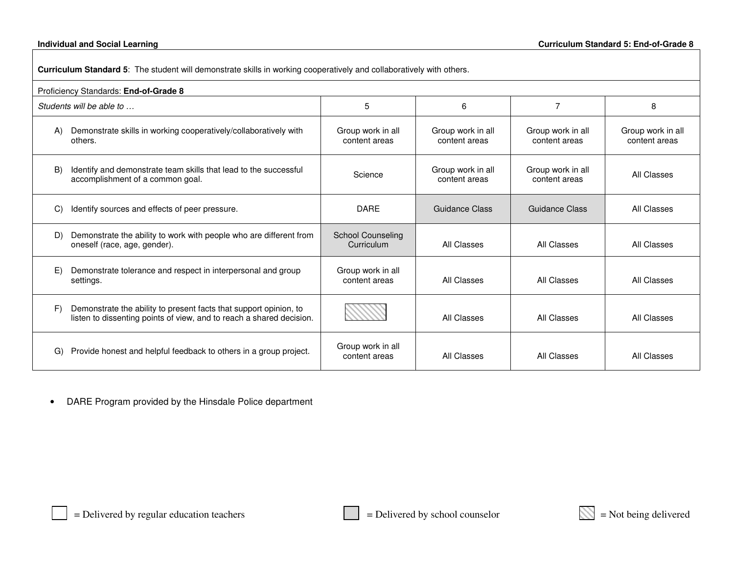**Individual and Social Learning** **Curriculum Standard 5: End-of-Grade 8**

**Curriculum Standard 5**: The student will demonstrate skills in working cooperatively and collaboratively with others.

Proficiency Standards: **End-of-Grade 8**

| *Students will be able to …* | 5 | 6 | 7 | 8 |
|---|---|---|---|---|
| A) Demonstrate skills in working cooperatively/collaboratively with others. | Group work in all content areas | Group work in all content areas | Group work in all content areas | Group work in all content areas |
| B) Identify and demonstrate team skills that lead to the successful accomplishment of a common goal. | Science | Group work in all content areas | Group work in all content areas | All Classes |
| C) Identify sources and effects of peer pressure. | DARE | Guidance Class | Guidance Class | All Classes |
| D) Demonstrate the ability to work with people who are different from oneself (race, age, gender). | School Counseling Curriculum | All Classes | All Classes | All Classes |
| E) Demonstrate tolerance and respect in interpersonal and group settings. | Group work in all content areas | All Classes | All Classes | All Classes |
| F) Demonstrate the ability to present facts that support opinion, to listen to dissenting points of view, and to reach a shared decision. | (Not being delivered) | All Classes | All Classes | All Classes |
| G) Provide honest and helpful feedback to others in a group project. | Group work in all content areas | All Classes | All Classes | All Classes |

- DARE Program provided by the Hinsdale Police department

☐ = Delivered by regular education teachers ▒ = Delivered by school counselor ▨ = Not being delivered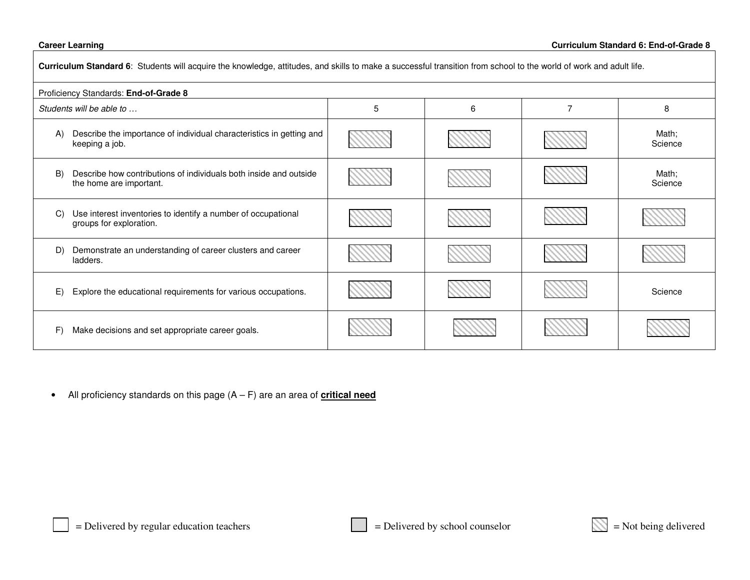**Curriculum Standard 6**: Students will acquire the knowledge, attitudes, and skills to make a successful transition from school to the world of work and adult life.

Proficiency Standards: **End-of-Grade 8**

| *Students will be able to …* | 5 | 6 | 7 | 8 |
|---|---|---|---|---|
| A) Describe the importance of individual characteristics in getting and keeping a job. | ▨ | ▨ | ▨ | Math; Science |
| B) Describe how contributions of individuals both inside and outside the home are important. | ▨ | ▨ | ▨ | Math; Science |
| C) Use interest inventories to identify a number of occupational groups for exploration. | ▨ | ▨ | ▨ | ▨ |
| D) Demonstrate an understanding of career clusters and career ladders. | ▨ | ▨ | ▨ | ▨ |
| E) Explore the educational requirements for various occupations. | ▨ | ▨ | ▨ | Science |
| F) Make decisions and set appropriate career goals. | ▨ | ▨ | ▨ | ▨ |

- All proficiency standards on this page (A – F) are an area of **critical need**

☐ = Delivered by regular education teachers ■ = Delivered by school counselor ▨ = Not being delivered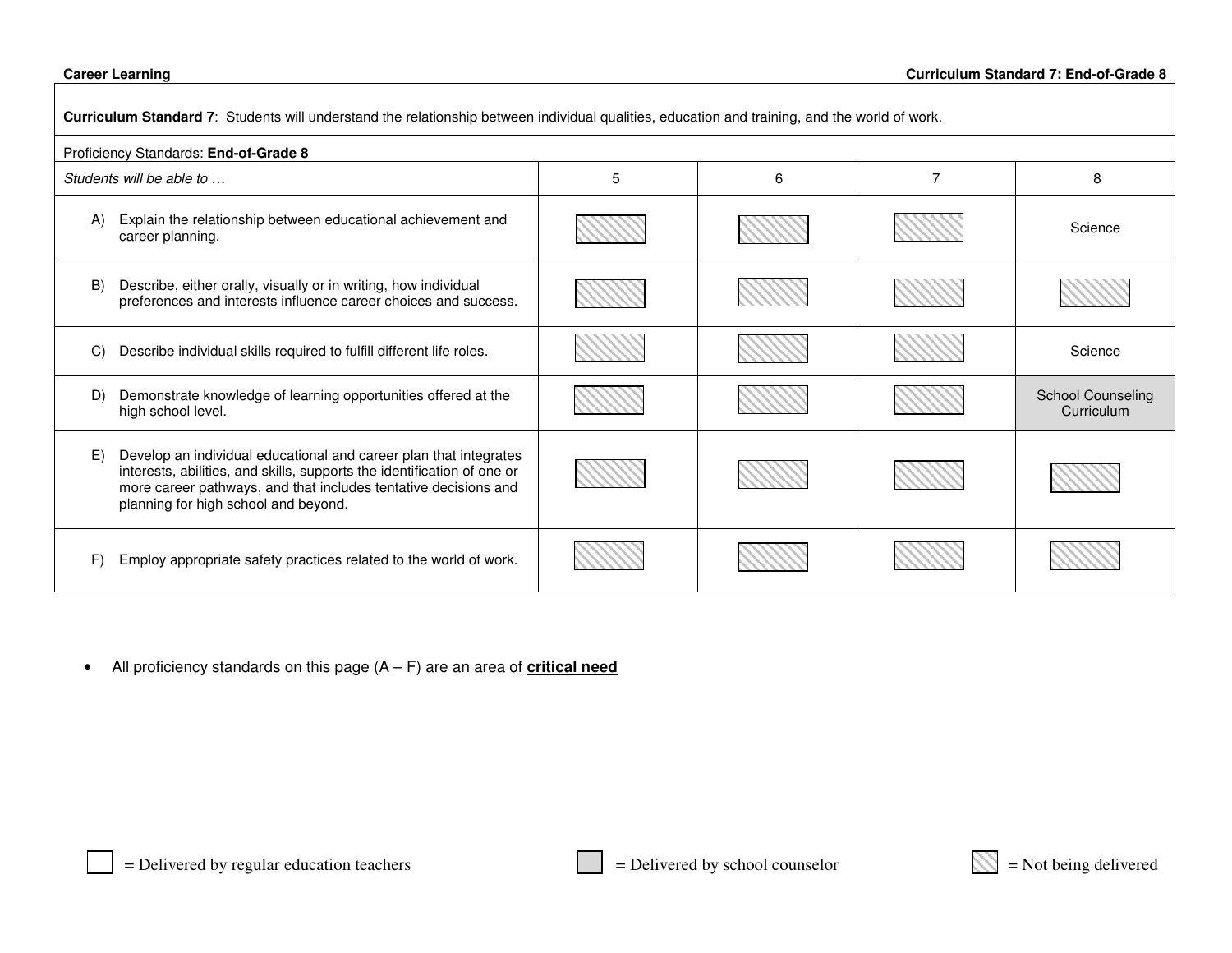**Career Learning** — **Curriculum Standard 7: End-of-Grade 8**

| **Curriculum Standard 7**: Students will understand the relationship between individual qualities, education and training, and the world of work. | | | | |
|---|---|---|---|---|
| Proficiency Standards: **End-of-Grade 8** | | | | |
| *Students will be able to …* | 5 | 6 | 7 | 8 |
| A) Explain the relationship between educational achievement and career planning. | Not being delivered | Not being delivered | Not being delivered | Science |
| B) Describe, either orally, visually or in writing, how individual preferences and interests influence career choices and success. | Not being delivered | Not being delivered | Not being delivered | Not being delivered |
| C) Describe individual skills required to fulfill different life roles. | Not being delivered | Not being delivered | Not being delivered | Science |
| D) Demonstrate knowledge of learning opportunities offered at the high school level. | Not being delivered | Not being delivered | Not being delivered | School Counseling Curriculum |
| E) Develop an individual educational and career plan that integrates interests, abilities, and skills, supports the identification of one or more career pathways, and that includes tentative decisions and planning for high school and beyond. | Not being delivered | Not being delivered | Not being delivered | Not being delivered |
| F) Employ appropriate safety practices related to the world of work. | Not being delivered | Not being delivered | Not being delivered | Not being delivered |

- All proficiency standards on this page (A – F) are an area of **critical need**

Legend: Blank = Delivered by regular education teachers; Shaded = Delivered by school counselor; Hatched = Not being delivered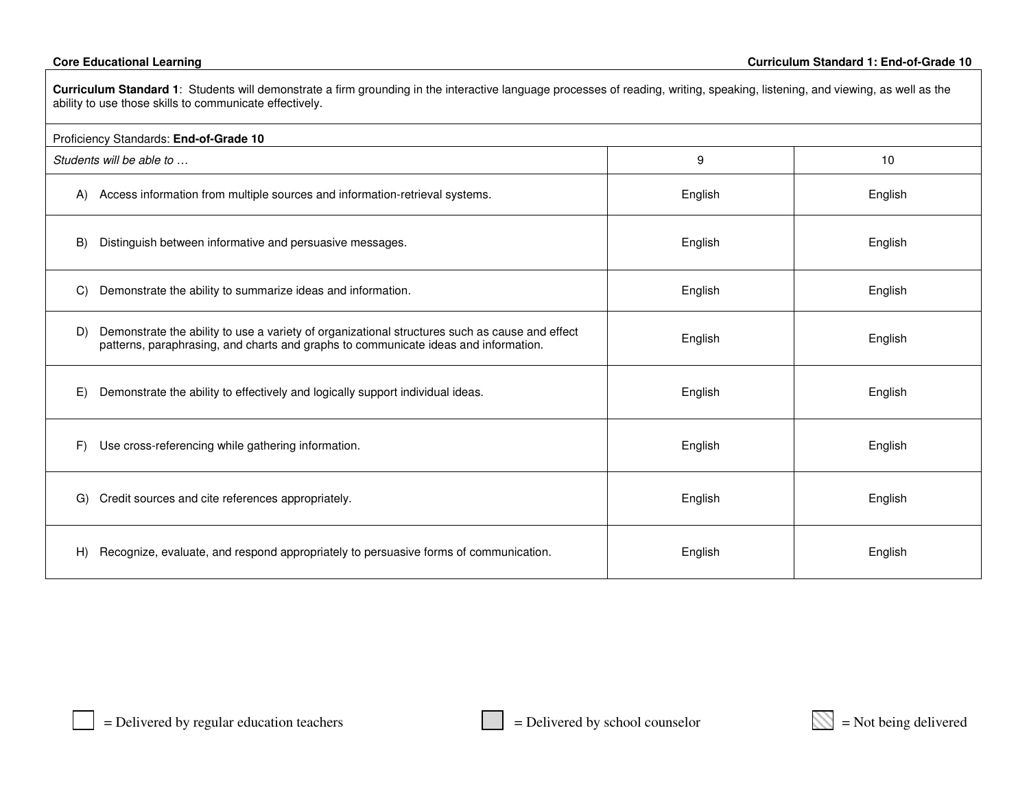**Core Educational Learning** **Curriculum Standard 1: End-of-Grade 10**

**Curriculum Standard 1**: Students will demonstrate a firm grounding in the interactive language processes of reading, writing, speaking, listening, and viewing, as well as the ability to use those skills to communicate effectively.

Proficiency Standards: **End-of-Grade 10**

| *Students will be able to …* | 9 | 10 |
|---|---|---|
| A) Access information from multiple sources and information-retrieval systems. | English | English |
| B) Distinguish between informative and persuasive messages. | English | English |
| C) Demonstrate the ability to summarize ideas and information. | English | English |
| D) Demonstrate the ability to use a variety of organizational structures such as cause and effect patterns, paraphrasing, and charts and graphs to communicate ideas and information. | English | English |
| E) Demonstrate the ability to effectively and logically support individual ideas. | English | English |
| F) Use cross-referencing while gathering information. | English | English |
| G) Credit sources and cite references appropriately. | English | English |
| H) Recognize, evaluate, and respond appropriately to persuasive forms of communication. | English | English |

= Delivered by regular education teachers = Delivered by school counselor = Not being delivered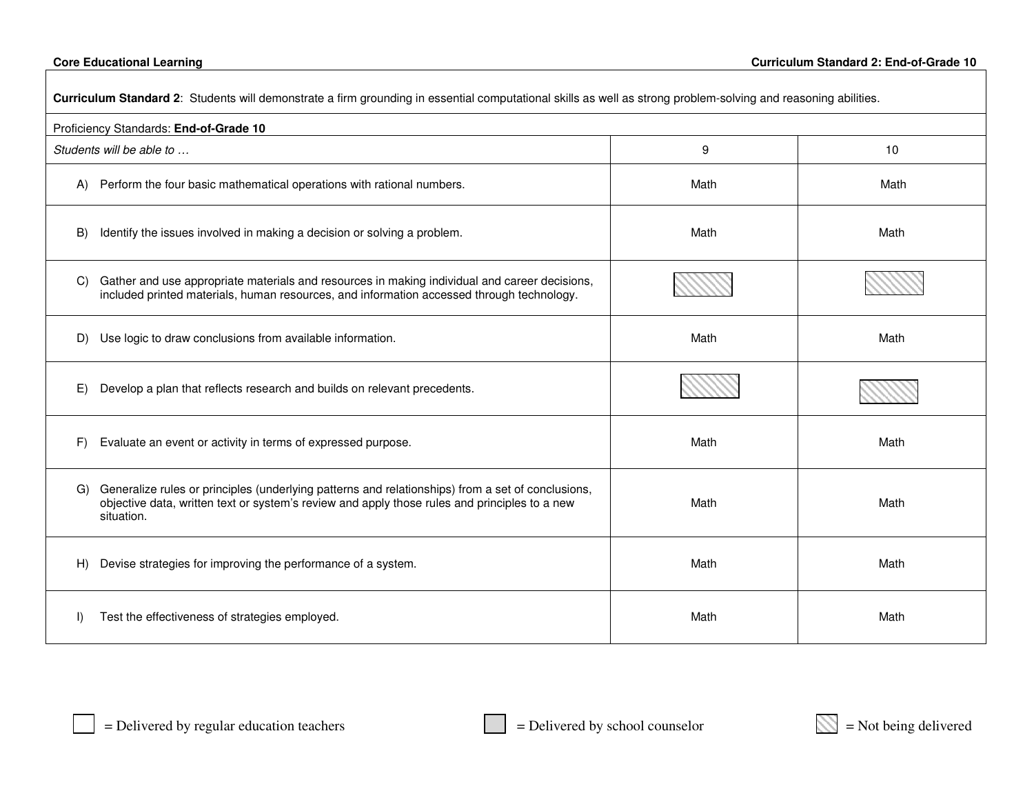**Core Educational Learning** **Curriculum Standard 2: End-of-Grade 10**

**Curriculum Standard 2**: Students will demonstrate a firm grounding in essential computational skills as well as strong problem-solving and reasoning abilities.

Proficiency Standards: **End-of-Grade 10**

| *Students will be able to …* | 9 | 10 |
|---|---|---|
| A) Perform the four basic mathematical operations with rational numbers. | Math | Math |
| B) Identify the issues involved in making a decision or solving a problem. | Math | Math |
| C) Gather and use appropriate materials and resources in making individual and career decisions, included printed materials, human resources, and information accessed through technology. | Not being delivered | Not being delivered |
| D) Use logic to draw conclusions from available information. | Math | Math |
| E) Develop a plan that reflects research and builds on relevant precedents. | Not being delivered | Not being delivered |
| F) Evaluate an event or activity in terms of expressed purpose. | Math | Math |
| G) Generalize rules or principles (underlying patterns and relationships) from a set of conclusions, objective data, written text or system's review and apply those rules and principles to a new situation. | Math | Math |
| H) Devise strategies for improving the performance of a system. | Math | Math |
| I) Test the effectiveness of strategies employed. | Math | Math |

= Delivered by regular education teachers    = Delivered by school counselor    = Not being delivered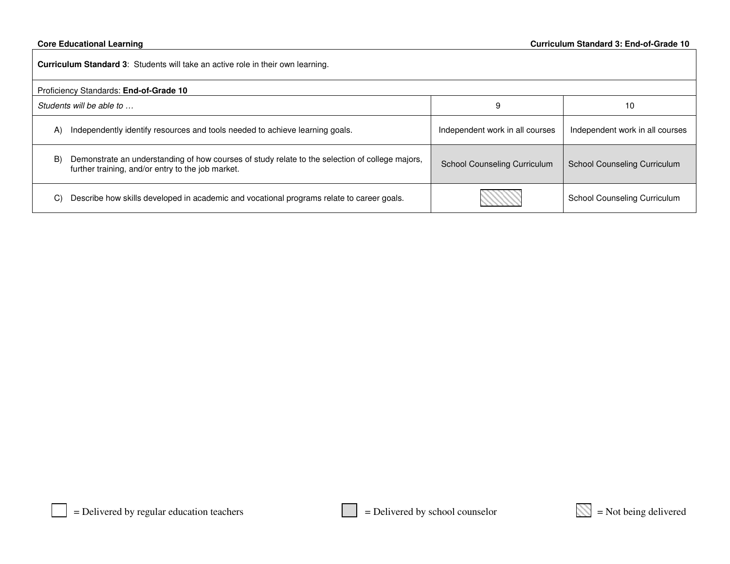**Core Educational Learning** | **Curriculum Standard 3: End-of-Grade 10**

**Curriculum Standard 3**: Students will take an active role in their own learning.

| Proficiency Standards: **End-of-Grade 10** | | |
|---|---|---|
| *Students will be able to …* | 9 | 10 |
| A) Independently identify resources and tools needed to achieve learning goals. | Independent work in all courses | Independent work in all courses |
| B) Demonstrate an understanding of how courses of study relate to the selection of college majors, further training, and/or entry to the job market. | School Counseling Curriculum | School Counseling Curriculum |
| C) Describe how skills developed in academic and vocational programs relate to career goals. | | School Counseling Curriculum |

= Delivered by regular education teachers

= Delivered by school counselor

= Not being delivered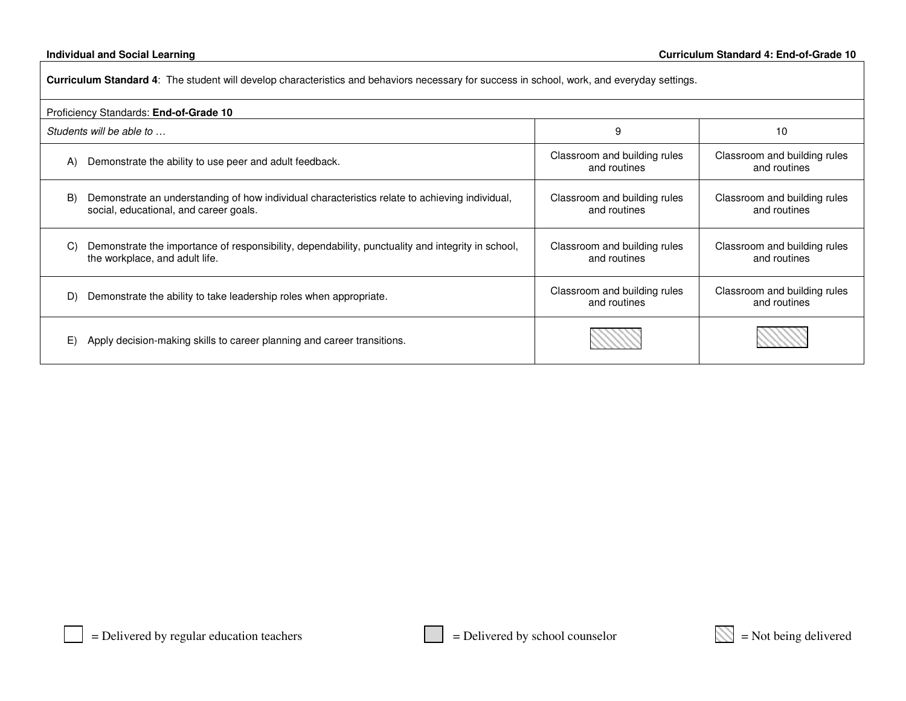**Individual and Social Learning** — **Curriculum Standard 4: End-of-Grade 10**

**Curriculum Standard 4**: The student will develop characteristics and behaviors necessary for success in school, work, and everyday settings.

Proficiency Standards: **End-of-Grade 10**

| *Students will be able to …* | 9 | 10 |
|---|---|---|
| A) Demonstrate the ability to use peer and adult feedback. | Classroom and building rules and routines | Classroom and building rules and routines |
| B) Demonstrate an understanding of how individual characteristics relate to achieving individual, social, educational, and career goals. | Classroom and building rules and routines | Classroom and building rules and routines |
| C) Demonstrate the importance of responsibility, dependability, punctuality and integrity in school, the workplace, and adult life. | Classroom and building rules and routines | Classroom and building rules and routines |
| D) Demonstrate the ability to take leadership roles when appropriate. | Classroom and building rules and routines | Classroom and building rules and routines |
| E) Apply decision-making skills to career planning and career transitions. | [Not being delivered] | [Not being delivered] |

☐ = Delivered by regular education teachers   ▒ = Delivered by school counselor   ▨ = Not being delivered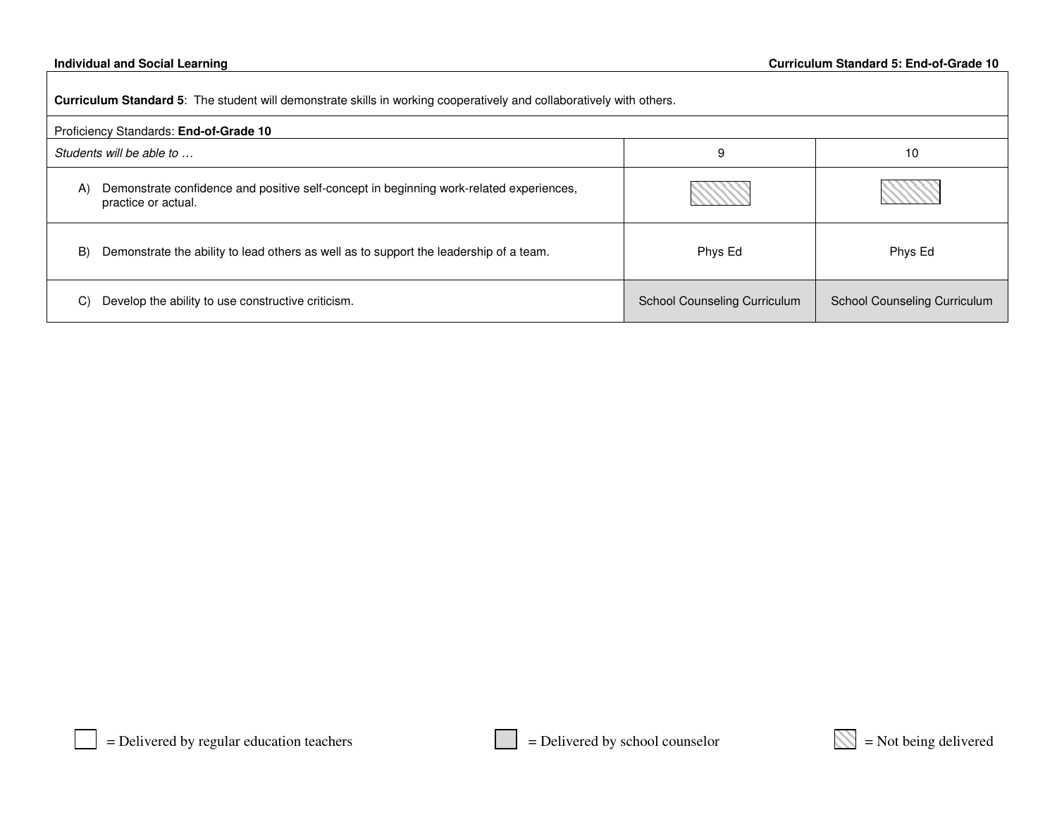**Individual and Social Learning** | **Curriculum Standard 5: End-of-Grade 10**

**Curriculum Standard 5**: The student will demonstrate skills in working cooperatively and collaboratively with others.

Proficiency Standards: **End-of-Grade 10**

| *Students will be able to …* | 9 | 10 |
|---|---|---|
| A) Demonstrate confidence and positive self-concept in beginning work-related experiences, practice or actual. | [Not being delivered] | [Not being delivered] |
| B) Demonstrate the ability to lead others as well as to support the leadership of a team. | Phys Ed | Phys Ed |
| C) Develop the ability to use constructive criticism. | School Counseling Curriculum | School Counseling Curriculum |

[white box] = Delivered by regular education teachers [gray box] = Delivered by school counselor [hatched box] = Not being delivered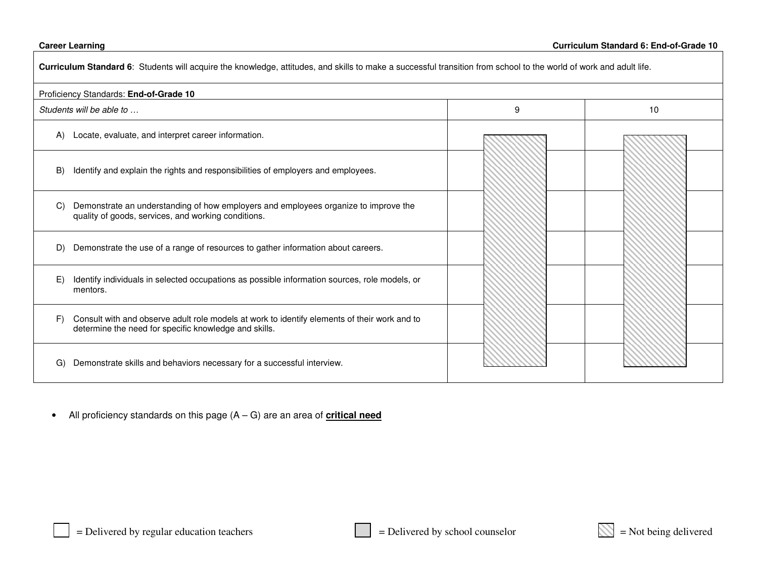**Career Learning** | **Curriculum Standard 6: End-of-Grade 10**

**Curriculum Standard 6**: Students will acquire the knowledge, attitudes, and skills to make a successful transition from school to the world of work and adult life.

Proficiency Standards: **End-of-Grade 10**

| *Students will be able to …* | 9 | 10 |
|---|---|---|
| A) Locate, evaluate, and interpret career information. | Not being delivered | Not being delivered |
| B) Identify and explain the rights and responsibilities of employers and employees. | Not being delivered | Not being delivered |
| C) Demonstrate an understanding of how employers and employees organize to improve the quality of goods, services, and working conditions. | Not being delivered | Not being delivered |
| D) Demonstrate the use of a range of resources to gather information about careers. | Not being delivered | Not being delivered |
| E) Identify individuals in selected occupations as possible information sources, role models, or mentors. | Not being delivered | Not being delivered |
| F) Consult with and observe adult role models at work to identify elements of their work and to determine the need for specific knowledge and skills. | Not being delivered | Not being delivered |
| G) Demonstrate skills and behaviors necessary for a successful interview. | Not being delivered | Not being delivered |

- All proficiency standards on this page (A – G) are an area of **critical need**

☐ = Delivered by regular education teachers ☐ = Delivered by school counselor ☐ = Not being delivered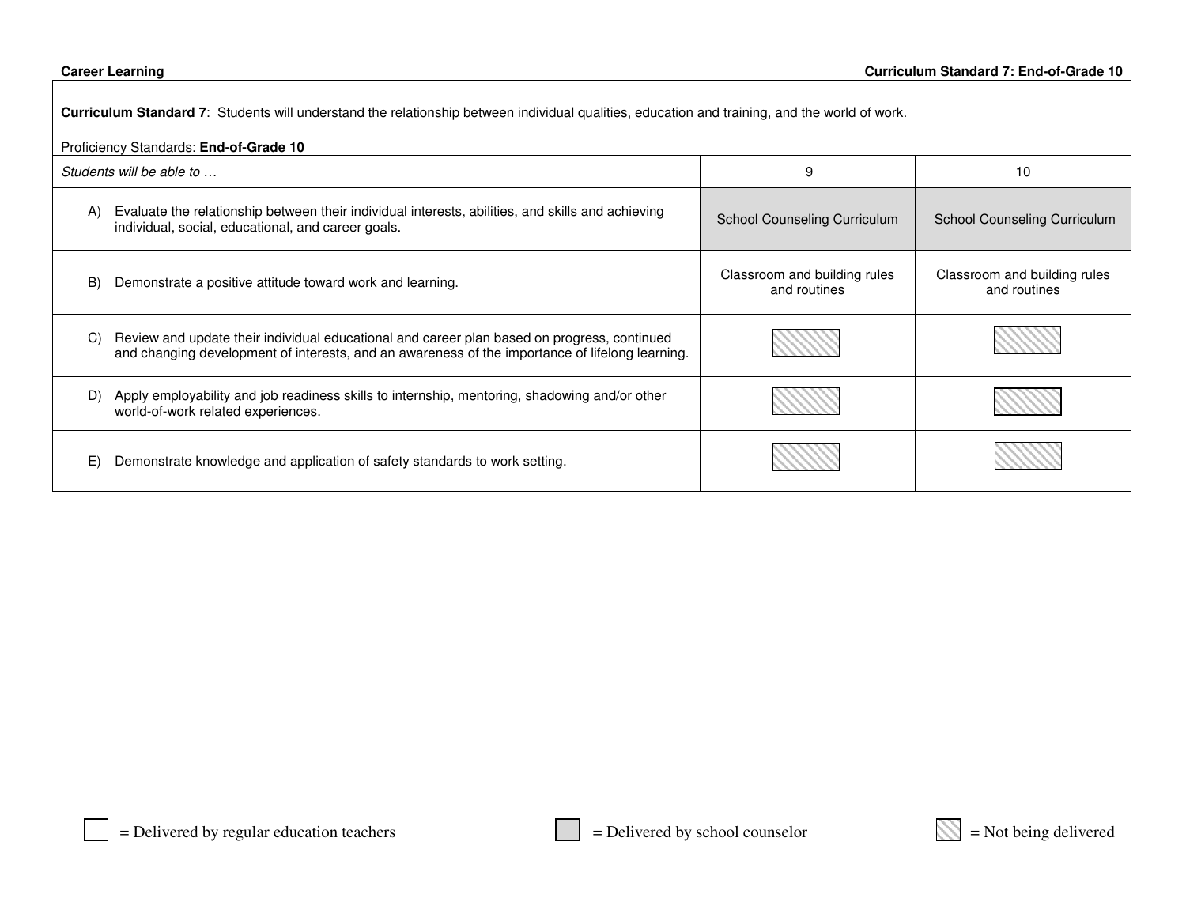**Career Learning** | **Curriculum Standard 7: End-of-Grade 10**

**Curriculum Standard 7**: Students will understand the relationship between individual qualities, education and training, and the world of work.

Proficiency Standards: **End-of-Grade 10**

| *Students will be able to …* | 9 | 10 |
|---|---|---|
| A) Evaluate the relationship between their individual interests, abilities, and skills and achieving individual, social, educational, and career goals. | School Counseling Curriculum | School Counseling Curriculum |
| B) Demonstrate a positive attitude toward work and learning. | Classroom and building rules and routines | Classroom and building rules and routines |
| C) Review and update their individual educational and career plan based on progress, continued and changing development of interests, and an awareness of the importance of lifelong learning. | Not being delivered | Not being delivered |
| D) Apply employability and job readiness skills to internship, mentoring, shadowing and/or other world-of-work related experiences. | Not being delivered | Not being delivered |
| E) Demonstrate knowledge and application of safety standards to work setting. | Not being delivered | Not being delivered |

= Delivered by regular education teachers  = Delivered by school counselor  = Not being delivered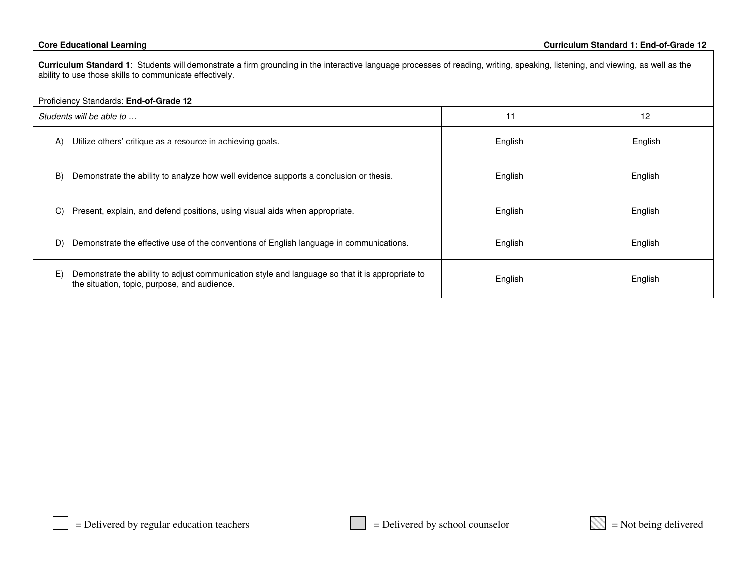**Core Educational Learning** **Curriculum Standard 1: End-of-Grade 12**

| **Curriculum Standard 1**: Students will demonstrate a firm grounding in the interactive language processes of reading, writing, speaking, listening, and viewing, as well as the ability to use those skills to communicate effectively. | | |
|---|---|---|
| Proficiency Standards: **End-of-Grade 12** | | |
| *Students will be able to …* | 11 | 12 |
| A) Utilize others' critique as a resource in achieving goals. | English | English |
| B) Demonstrate the ability to analyze how well evidence supports a conclusion or thesis. | English | English |
| C) Present, explain, and defend positions, using visual aids when appropriate. | English | English |
| D) Demonstrate the effective use of the conventions of English language in communications. | English | English |
| E) Demonstrate the ability to adjust communication style and language so that it is appropriate to the situation, topic, purpose, and audience. | English | English |

= Delivered by regular education teachers = Delivered by school counselor = Not being delivered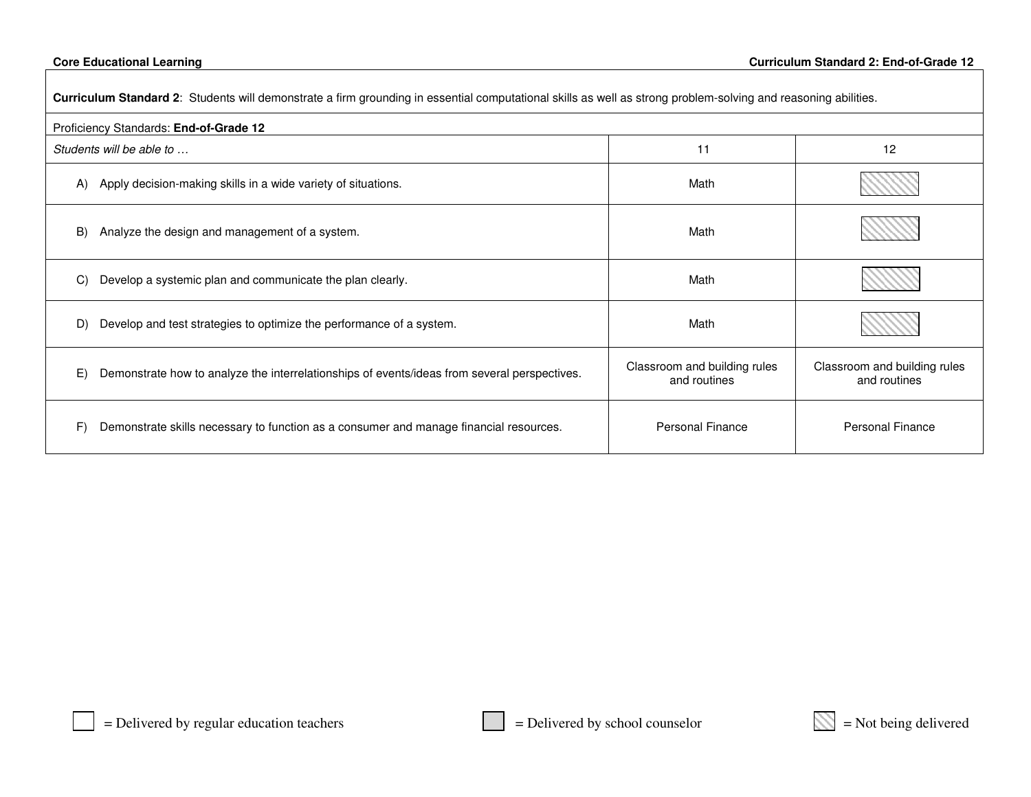**Core Educational Learning** | **Curriculum Standard 2: End-of-Grade 12**

**Curriculum Standard 2**: Students will demonstrate a firm grounding in essential computational skills as well as strong problem-solving and reasoning abilities.

Proficiency Standards: **End-of-Grade 12**

| *Students will be able to …* | 11 | 12 |
|---|---|---|
| A) Apply decision-making skills in a wide variety of situations. | Math | [Not being delivered] |
| B) Analyze the design and management of a system. | Math | [Not being delivered] |
| C) Develop a systemic plan and communicate the plan clearly. | Math | [Not being delivered] |
| D) Develop and test strategies to optimize the performance of a system. | Math | [Not being delivered] |
| E) Demonstrate how to analyze the interrelationships of events/ideas from several perspectives. | Classroom and building rules and routines | Classroom and building rules and routines |
| F) Demonstrate skills necessary to function as a consumer and manage financial resources. | Personal Finance | Personal Finance |

☐ = Delivered by regular education teachers ▢ (shaded) = Delivered by school counselor ▨ (hatched) = Not being delivered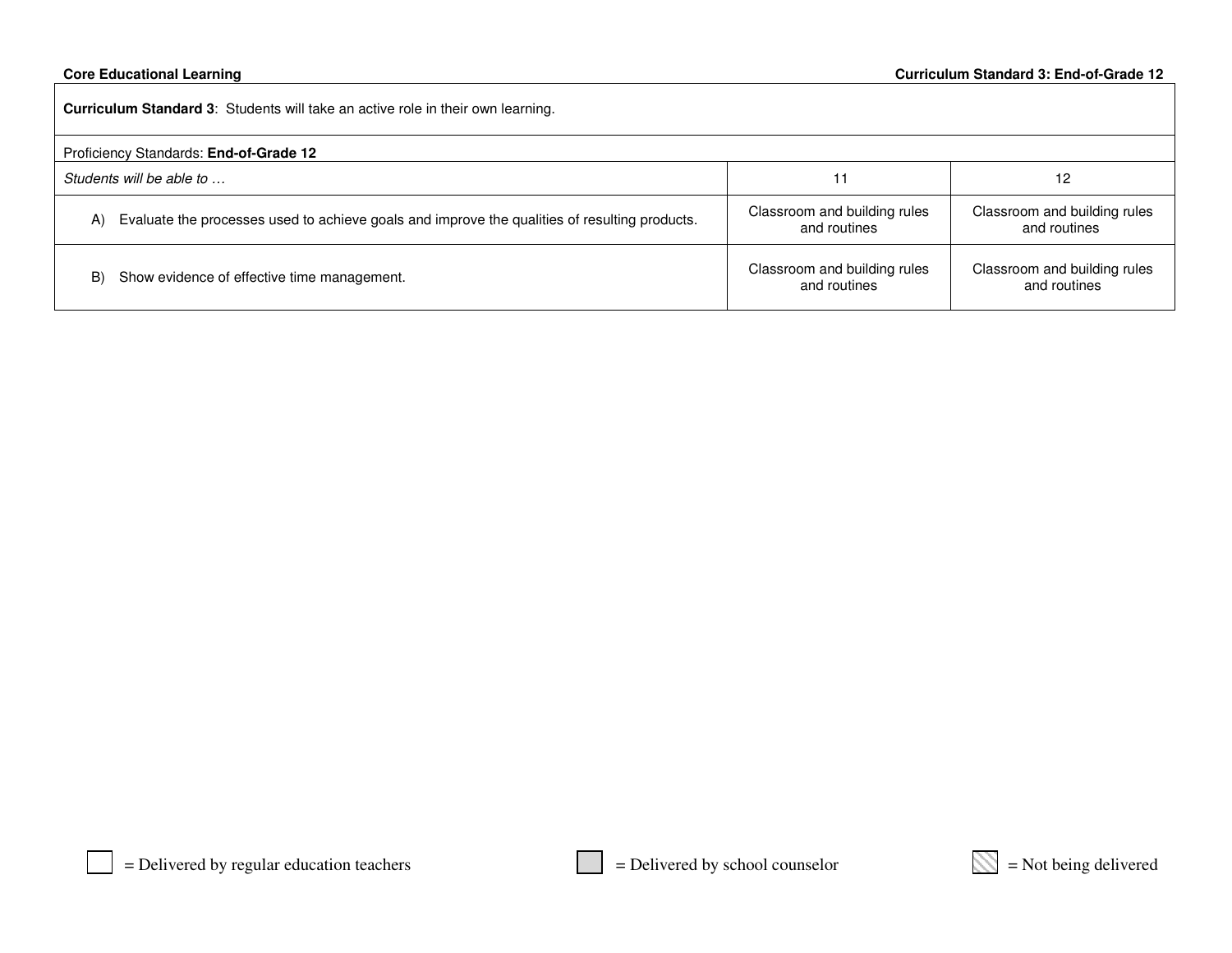**Core Educational Learning** | **Curriculum Standard 3: End-of-Grade 12**

| **Curriculum Standard 3**: Students will take an active role in their own learning. | | |
|---|---|---|
| Proficiency Standards: **End-of-Grade 12** | | |
| *Students will be able to …* | 11 | 12 |
| A) Evaluate the processes used to achieve goals and improve the qualities of resulting products. | Classroom and building rules and routines | Classroom and building rules and routines |
| B) Show evidence of effective time management. | Classroom and building rules and routines | Classroom and building rules and routines |

☐ = Delivered by regular education teachers ▒ = Delivered by school counselor ▨ = Not being delivered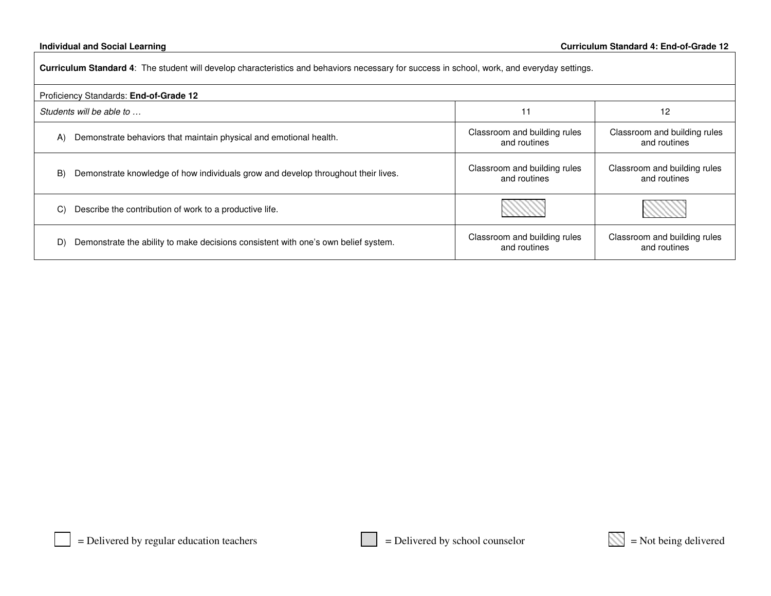**Individual and Social Learning** | **Curriculum Standard 4: End-of-Grade 12**

**Curriculum Standard 4**: The student will develop characteristics and behaviors necessary for success in school, work, and everyday settings.

Proficiency Standards: **End-of-Grade 12**

| *Students will be able to …* | 11 | 12 |
|---|---|---|
| A) Demonstrate behaviors that maintain physical and emotional health. | Classroom and building rules and routines | Classroom and building rules and routines |
| B) Demonstrate knowledge of how individuals grow and develop throughout their lives. | Classroom and building rules and routines | Classroom and building rules and routines |
| C) Describe the contribution of work to a productive life. | [Not being delivered] | [Not being delivered] |
| D) Demonstrate the ability to make decisions consistent with one's own belief system. | Classroom and building rules and routines | Classroom and building rules and routines |

[white box] = Delivered by regular education teachers    [gray box] = Delivered by school counselor    [hatched box] = Not being delivered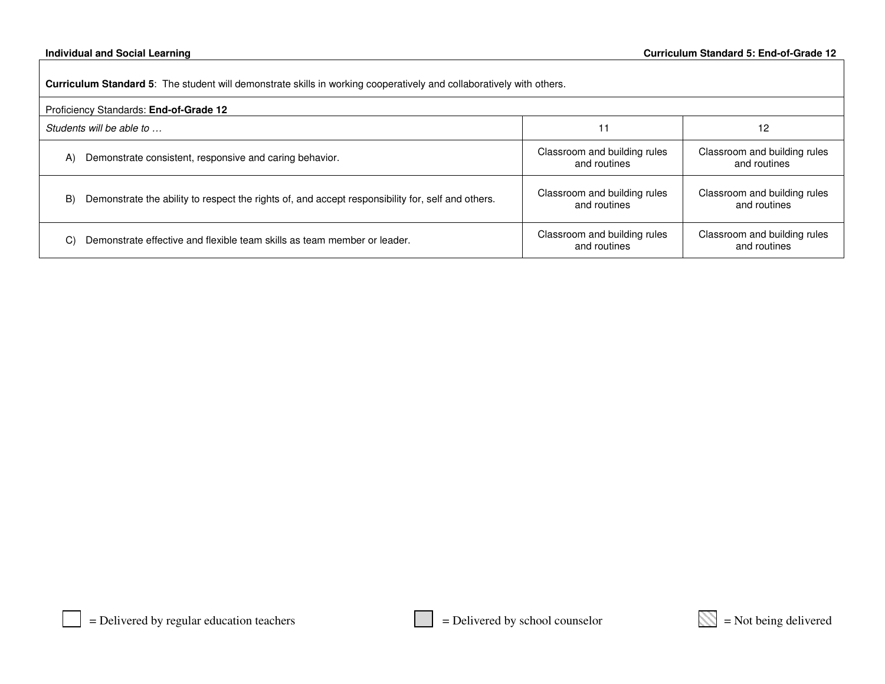**Individual and Social Learning** — **Curriculum Standard 5: End-of-Grade 12**

**Curriculum Standard 5**: The student will demonstrate skills in working cooperatively and collaboratively with others.

Proficiency Standards: **End-of-Grade 12**

| *Students will be able to …* | 11 | 12 |
|---|---|---|
| A) Demonstrate consistent, responsive and caring behavior. | Classroom and building rules and routines | Classroom and building rules and routines |
| B) Demonstrate the ability to respect the rights of, and accept responsibility for, self and others. | Classroom and building rules and routines | Classroom and building rules and routines |
| C) Demonstrate effective and flexible team skills as team member or leader. | Classroom and building rules and routines | Classroom and building rules and routines |

☐ = Delivered by regular education teachers    ☐ = Delivered by school counselor    ☐ = Not being delivered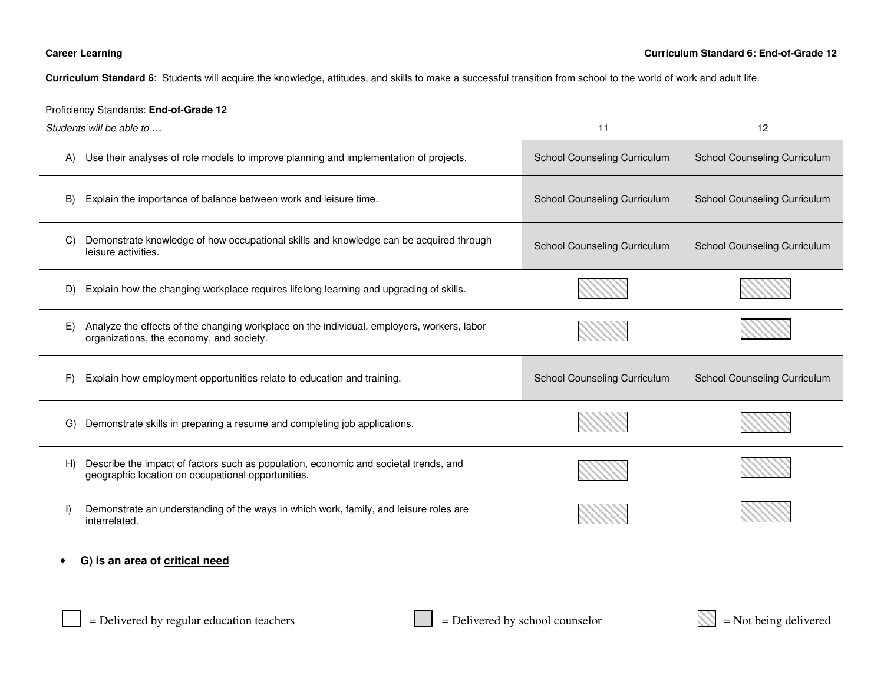**Career Learning** **Curriculum Standard 6: End-of-Grade 12**

| **Curriculum Standard 6**: Students will acquire the knowledge, attitudes, and skills to make a successful transition from school to the world of work and adult life. | | |
|---|---|---|
| Proficiency Standards: **End-of-Grade 12** | | |
| *Students will be able to …* | 11 | 12 |
| A) Use their analyses of role models to improve planning and implementation of projects. | School Counseling Curriculum | School Counseling Curriculum |
| B) Explain the importance of balance between work and leisure time. | School Counseling Curriculum | School Counseling Curriculum |
| C) Demonstrate knowledge of how occupational skills and knowledge can be acquired through leisure activities. | School Counseling Curriculum | School Counseling Curriculum |
| D) Explain how the changing workplace requires lifelong learning and upgrading of skills. | Not being delivered | Not being delivered |
| E) Analyze the effects of the changing workplace on the individual, employers, workers, labor organizations, the economy, and society. | Not being delivered | Not being delivered |
| F) Explain how employment opportunities relate to education and training. | School Counseling Curriculum | School Counseling Curriculum |
| G) Demonstrate skills in preparing a resume and completing job applications. | Not being delivered | Not being delivered |
| H) Describe the impact of factors such as population, economic and societal trends, and geographic location on occupational opportunities. | Not being delivered | Not being delivered |
| I) Demonstrate an understanding of the ways in which work, family, and leisure roles are interrelated. | Not being delivered | Not being delivered |

- **G) is an area of critical need**

☐ = Delivered by regular education teachers  ▒ = Delivered by school counselor  ▨ = Not being delivered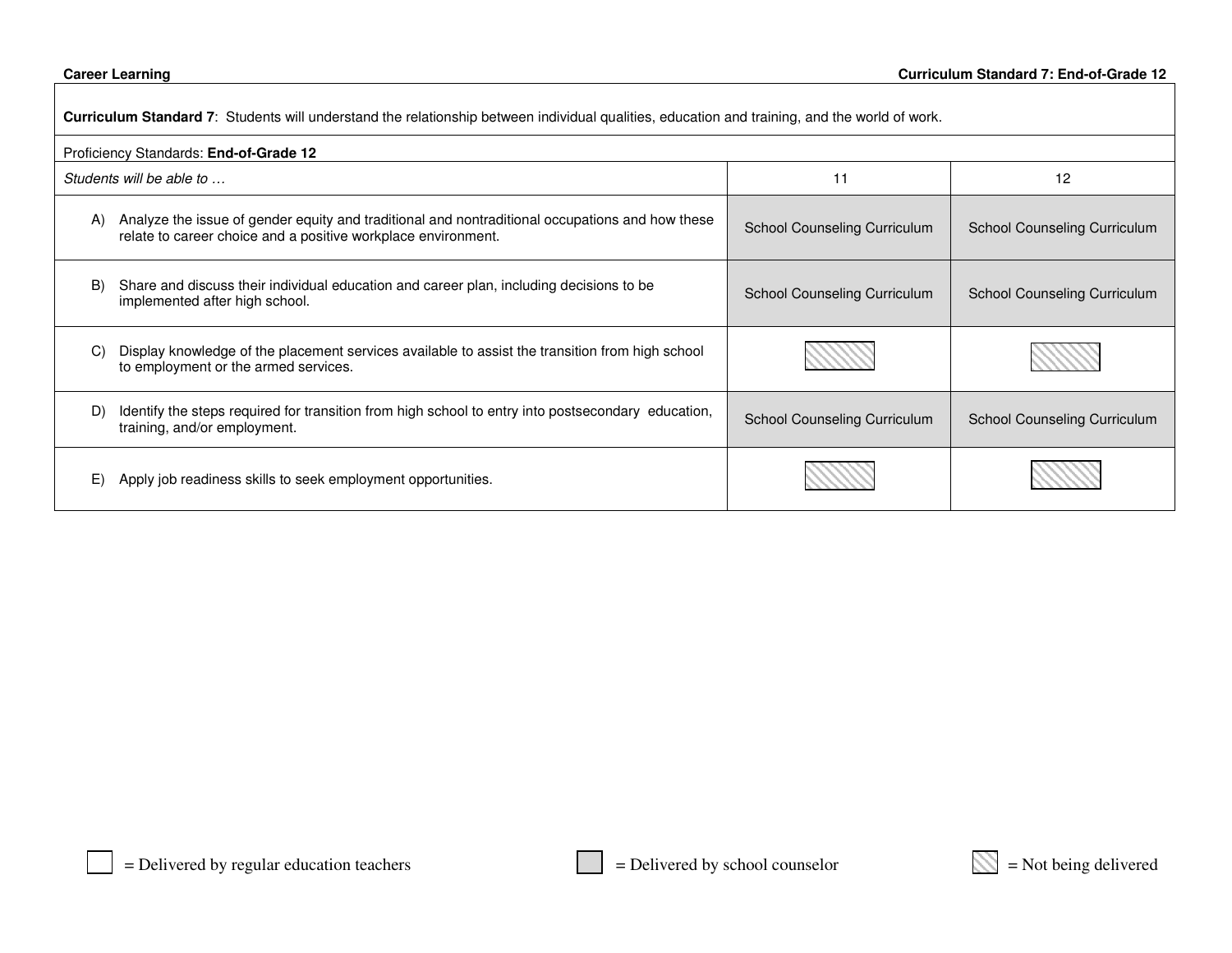**Curriculum Standard 7**: Students will understand the relationship between individual qualities, education and training, and the world of work.

| Proficiency Standards: **End-of-Grade 12** | | |
|---|---|---|
| *Students will be able to …* | 11 | 12 |
| A) Analyze the issue of gender equity and traditional and nontraditional occupations and how these relate to career choice and a positive workplace environment. | School Counseling Curriculum | School Counseling Curriculum |
| B) Share and discuss their individual education and career plan, including decisions to be implemented after high school. | School Counseling Curriculum | School Counseling Curriculum |
| C) Display knowledge of the placement services available to assist the transition from high school to employment or the armed services. | | |
| D) Identify the steps required for transition from high school to entry into postsecondary education, training, and/or employment. | School Counseling Curriculum | School Counseling Curriculum |
| E) Apply job readiness skills to seek employment opportunities. | | |

= Delivered by regular education teachers

= Delivered by school counselor

= Not being delivered